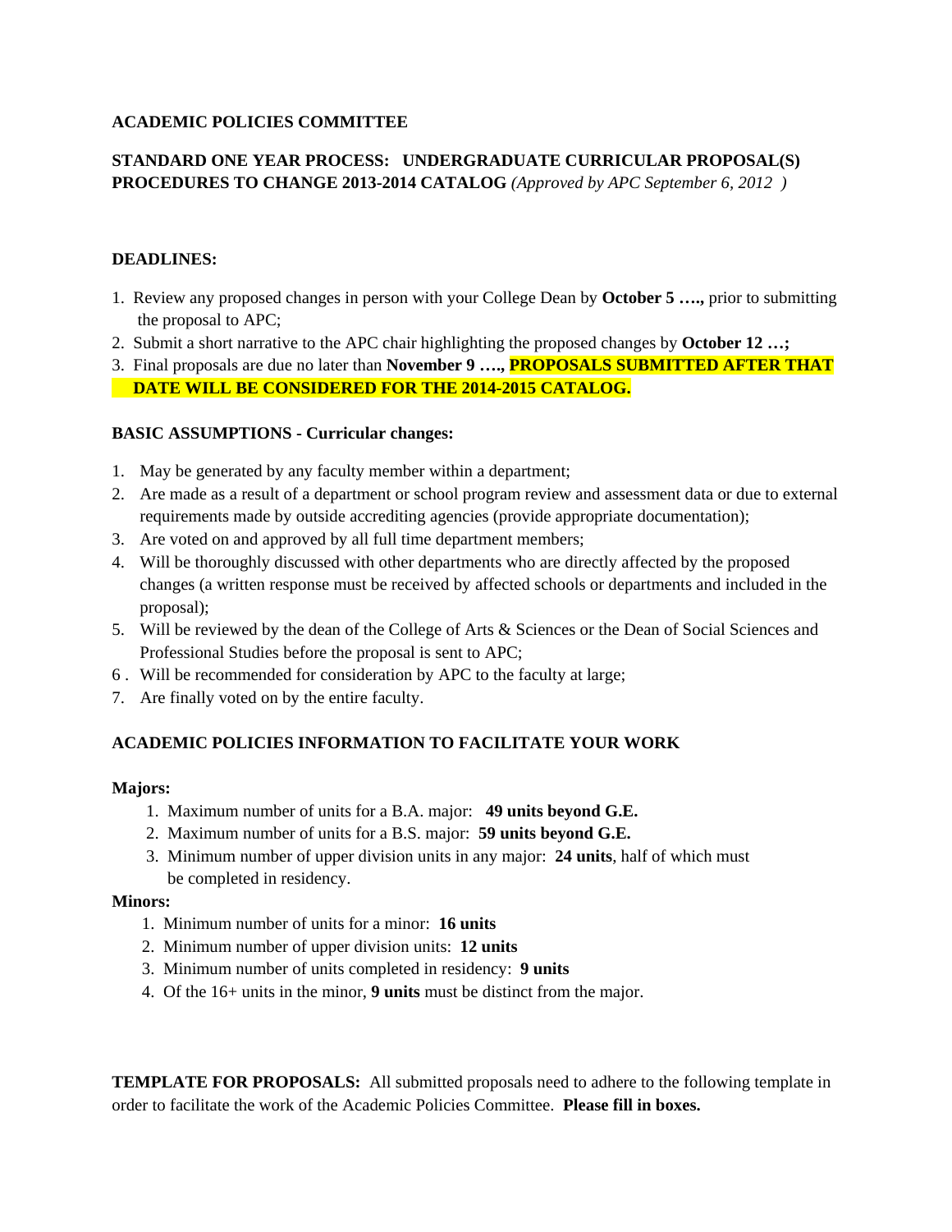**ACADEMIC POLICIES COMMITTEE**

**STANDARD ONE YEAR PROCESS: UNDERGRADUATE CURRICULAR PROPOSAL(S) PROCEDURES TO CHANGE 2013-2014 CATALOG** *(Approved by APC September 6, 2012 )*

**DEADLINES:**

1. Review any proposed changes in person with your College Dean by **October 5 ….,** prior to submitting the proposal to APC;
2. Submit a short narrative to the APC chair highlighting the proposed changes by **October 12 …;**
3. Final proposals are due no later than **November 9 ….,** **PROPOSALS SUBMITTED AFTER THAT DATE WILL BE CONSIDERED FOR THE 2014-2015 CATALOG.**

**BASIC ASSUMPTIONS - Curricular changes:**

1. May be generated by any faculty member within a department;
2. Are made as a result of a department or school program review and assessment data or due to external requirements made by outside accrediting agencies (provide appropriate documentation);
3. Are voted on and approved by all full time department members;
4. Will be thoroughly discussed with other departments who are directly affected by the proposed changes (a written response must be received by affected schools or departments and included in the proposal);
5. Will be reviewed by the dean of the College of Arts & Sciences or the Dean of Social Sciences and Professional Studies before the proposal is sent to APC;
6. Will be recommended for consideration by APC to the faculty at large;
7. Are finally voted on by the entire faculty.

**ACADEMIC POLICIES INFORMATION TO FACILITATE YOUR WORK**

**Majors:**

1. Maximum number of units for a B.A. major: **49 units beyond G.E.**
2. Maximum number of units for a B.S. major: **59 units beyond G.E.**
3. Minimum number of upper division units in any major: **24 units**, half of which must be completed in residency.

**Minors:**

1. Minimum number of units for a minor: **16 units**
2. Minimum number of upper division units: **12 units**
3. Minimum number of units completed in residency: **9 units**
4. Of the 16+ units in the minor, **9 units** must be distinct from the major.

**TEMPLATE FOR PROPOSALS:** All submitted proposals need to adhere to the following template in order to facilitate the work of the Academic Policies Committee. **Please fill in boxes.**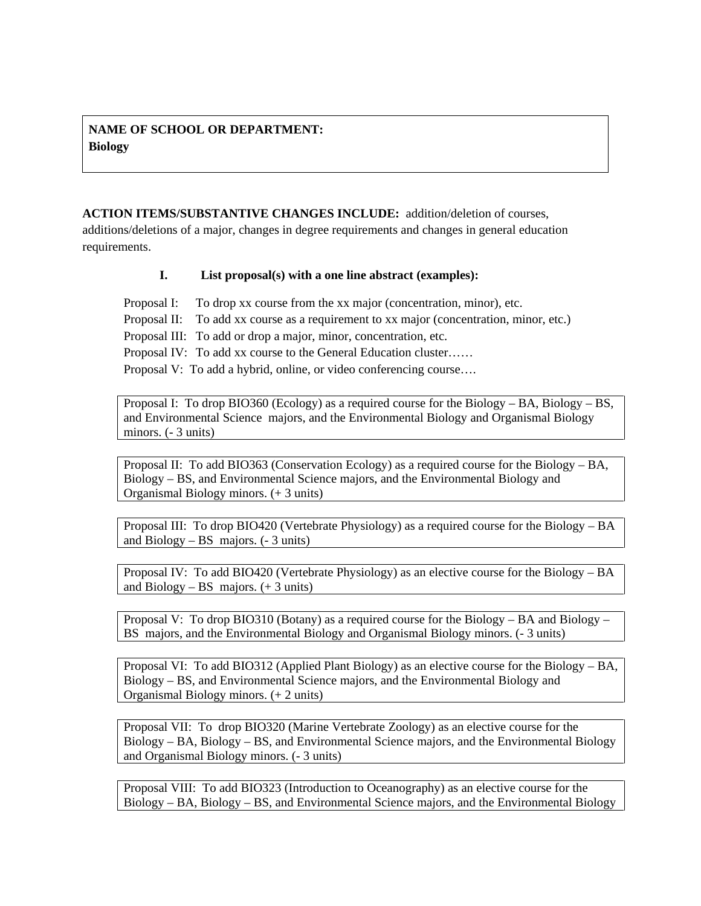**NAME OF SCHOOL OR DEPARTMENT:**
**Biology**

**ACTION ITEMS/SUBSTANTIVE CHANGES INCLUDE:** addition/deletion of courses, additions/deletions of a major, changes in degree requirements and changes in general education requirements.

**I. List proposal(s) with a one line abstract (examples):**

Proposal I: To drop xx course from the xx major (concentration, minor), etc.
Proposal II: To add xx course as a requirement to xx major (concentration, minor, etc.)
Proposal III: To add or drop a major, minor, concentration, etc.
Proposal IV: To add xx course to the General Education cluster……
Proposal V: To add a hybrid, online, or video conferencing course….

Proposal I: To drop BIO360 (Ecology) as a required course for the Biology – BA, Biology – BS, and Environmental Science majors, and the Environmental Biology and Organismal Biology minors. (- 3 units)

Proposal II: To add BIO363 (Conservation Ecology) as a required course for the Biology – BA, Biology – BS, and Environmental Science majors, and the Environmental Biology and Organismal Biology minors. (+ 3 units)

Proposal III: To drop BIO420 (Vertebrate Physiology) as a required course for the Biology – BA and Biology – BS majors. (- 3 units)

Proposal IV: To add BIO420 (Vertebrate Physiology) as an elective course for the Biology – BA and Biology – BS majors. (+ 3 units)

Proposal V: To drop BIO310 (Botany) as a required course for the Biology – BA and Biology – BS majors, and the Environmental Biology and Organismal Biology minors. (- 3 units)

Proposal VI: To add BIO312 (Applied Plant Biology) as an elective course for the Biology – BA, Biology – BS, and Environmental Science majors, and the Environmental Biology and Organismal Biology minors. (+ 2 units)

Proposal VII: To drop BIO320 (Marine Vertebrate Zoology) as an elective course for the Biology – BA, Biology – BS, and Environmental Science majors, and the Environmental Biology and Organismal Biology minors. (- 3 units)

Proposal VIII: To add BIO323 (Introduction to Oceanography) as an elective course for the Biology – BA, Biology – BS, and Environmental Science majors, and the Environmental Biology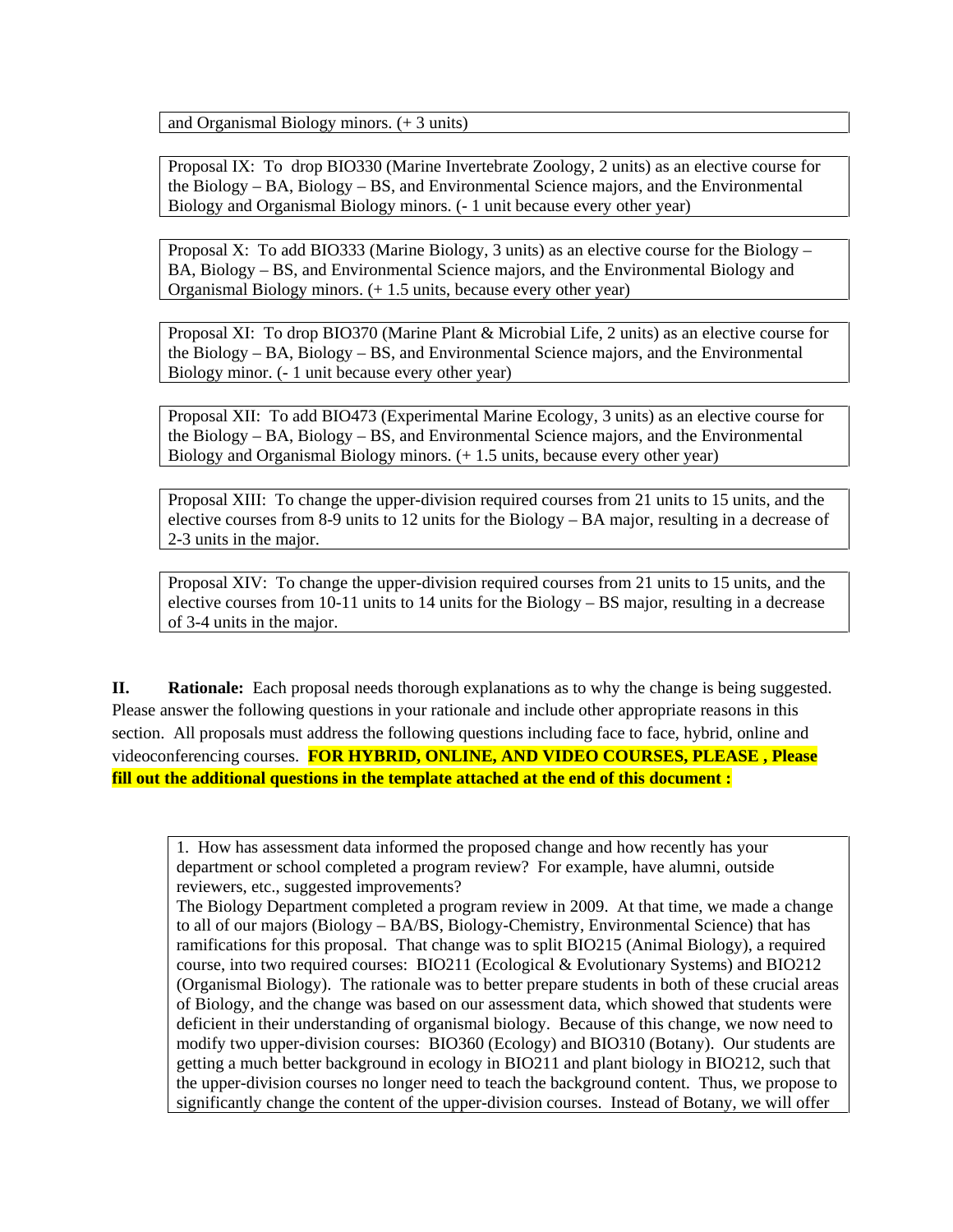and Organismal Biology minors. (+ 3 units)

Proposal IX: To drop BIO330 (Marine Invertebrate Zoology, 2 units) as an elective course for the Biology – BA, Biology – BS, and Environmental Science majors, and the Environmental Biology and Organismal Biology minors. (- 1 unit because every other year)

Proposal X: To add BIO333 (Marine Biology, 3 units) as an elective course for the Biology – BA, Biology – BS, and Environmental Science majors, and the Environmental Biology and Organismal Biology minors. (+ 1.5 units, because every other year)

Proposal XI: To drop BIO370 (Marine Plant & Microbial Life, 2 units) as an elective course for the Biology – BA, Biology – BS, and Environmental Science majors, and the Environmental Biology minor. (- 1 unit because every other year)

Proposal XII: To add BIO473 (Experimental Marine Ecology, 3 units) as an elective course for the Biology – BA, Biology – BS, and Environmental Science majors, and the Environmental Biology and Organismal Biology minors. (+ 1.5 units, because every other year)

Proposal XIII: To change the upper-division required courses from 21 units to 15 units, and the elective courses from 8-9 units to 12 units for the Biology – BA major, resulting in a decrease of 2-3 units in the major.

Proposal XIV: To change the upper-division required courses from 21 units to 15 units, and the elective courses from 10-11 units to 14 units for the Biology – BS major, resulting in a decrease of 3-4 units in the major.

**II. Rationale:** Each proposal needs thorough explanations as to why the change is being suggested. Please answer the following questions in your rationale and include other appropriate reasons in this section. All proposals must address the following questions including face to face, hybrid, online and videoconferencing courses. **FOR HYBRID, ONLINE, AND VIDEO COURSES, PLEASE , Please fill out the additional questions in the template attached at the end of this document :**

1. How has assessment data informed the proposed change and how recently has your department or school completed a program review? For example, have alumni, outside reviewers, etc., suggested improvements?

The Biology Department completed a program review in 2009. At that time, we made a change to all of our majors (Biology – BA/BS, Biology-Chemistry, Environmental Science) that has ramifications for this proposal. That change was to split BIO215 (Animal Biology), a required course, into two required courses: BIO211 (Ecological & Evolutionary Systems) and BIO212 (Organismal Biology). The rationale was to better prepare students in both of these crucial areas of Biology, and the change was based on our assessment data, which showed that students were deficient in their understanding of organismal biology. Because of this change, we now need to modify two upper-division courses: BIO360 (Ecology) and BIO310 (Botany). Our students are getting a much better background in ecology in BIO211 and plant biology in BIO212, such that the upper-division courses no longer need to teach the background content. Thus, we propose to significantly change the content of the upper-division courses. Instead of Botany, we will offer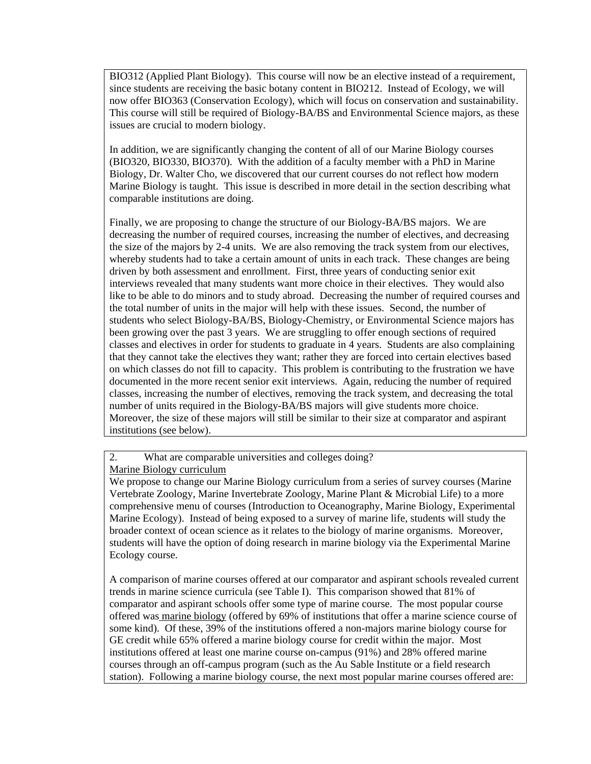BIO312 (Applied Plant Biology). This course will now be an elective instead of a requirement, since students are receiving the basic botany content in BIO212. Instead of Ecology, we will now offer BIO363 (Conservation Ecology), which will focus on conservation and sustainability. This course will still be required of Biology-BA/BS and Environmental Science majors, as these issues are crucial to modern biology.

In addition, we are significantly changing the content of all of our Marine Biology courses (BIO320, BIO330, BIO370). With the addition of a faculty member with a PhD in Marine Biology, Dr. Walter Cho, we discovered that our current courses do not reflect how modern Marine Biology is taught. This issue is described in more detail in the section describing what comparable institutions are doing.

Finally, we are proposing to change the structure of our Biology-BA/BS majors. We are decreasing the number of required courses, increasing the number of electives, and decreasing the size of the majors by 2-4 units. We are also removing the track system from our electives, whereby students had to take a certain amount of units in each track. These changes are being driven by both assessment and enrollment. First, three years of conducting senior exit interviews revealed that many students want more choice in their electives. They would also like to be able to do minors and to study abroad. Decreasing the number of required courses and the total number of units in the major will help with these issues. Second, the number of students who select Biology-BA/BS, Biology-Chemistry, or Environmental Science majors has been growing over the past 3 years. We are struggling to offer enough sections of required classes and electives in order for students to graduate in 4 years. Students are also complaining that they cannot take the electives they want; rather they are forced into certain electives based on which classes do not fill to capacity. This problem is contributing to the frustration we have documented in the more recent senior exit interviews. Again, reducing the number of required classes, increasing the number of electives, removing the track system, and decreasing the total number of units required in the Biology-BA/BS majors will give students more choice. Moreover, the size of these majors will still be similar to their size at comparator and aspirant institutions (see below).

2. What are comparable universities and colleges doing?

Marine Biology curriculum

We propose to change our Marine Biology curriculum from a series of survey courses (Marine Vertebrate Zoology, Marine Invertebrate Zoology, Marine Plant & Microbial Life) to a more comprehensive menu of courses (Introduction to Oceanography, Marine Biology, Experimental Marine Ecology). Instead of being exposed to a survey of marine life, students will study the broader context of ocean science as it relates to the biology of marine organisms. Moreover, students will have the option of doing research in marine biology via the Experimental Marine Ecology course.

A comparison of marine courses offered at our comparator and aspirant schools revealed current trends in marine science curricula (see Table I). This comparison showed that 81% of comparator and aspirant schools offer some type of marine course. The most popular course offered was marine biology (offered by 69% of institutions that offer a marine science course of some kind). Of these, 39% of the institutions offered a non-majors marine biology course for GE credit while 65% offered a marine biology course for credit within the major. Most institutions offered at least one marine course on-campus (91%) and 28% offered marine courses through an off-campus program (such as the Au Sable Institute or a field research station). Following a marine biology course, the next most popular marine courses offered are: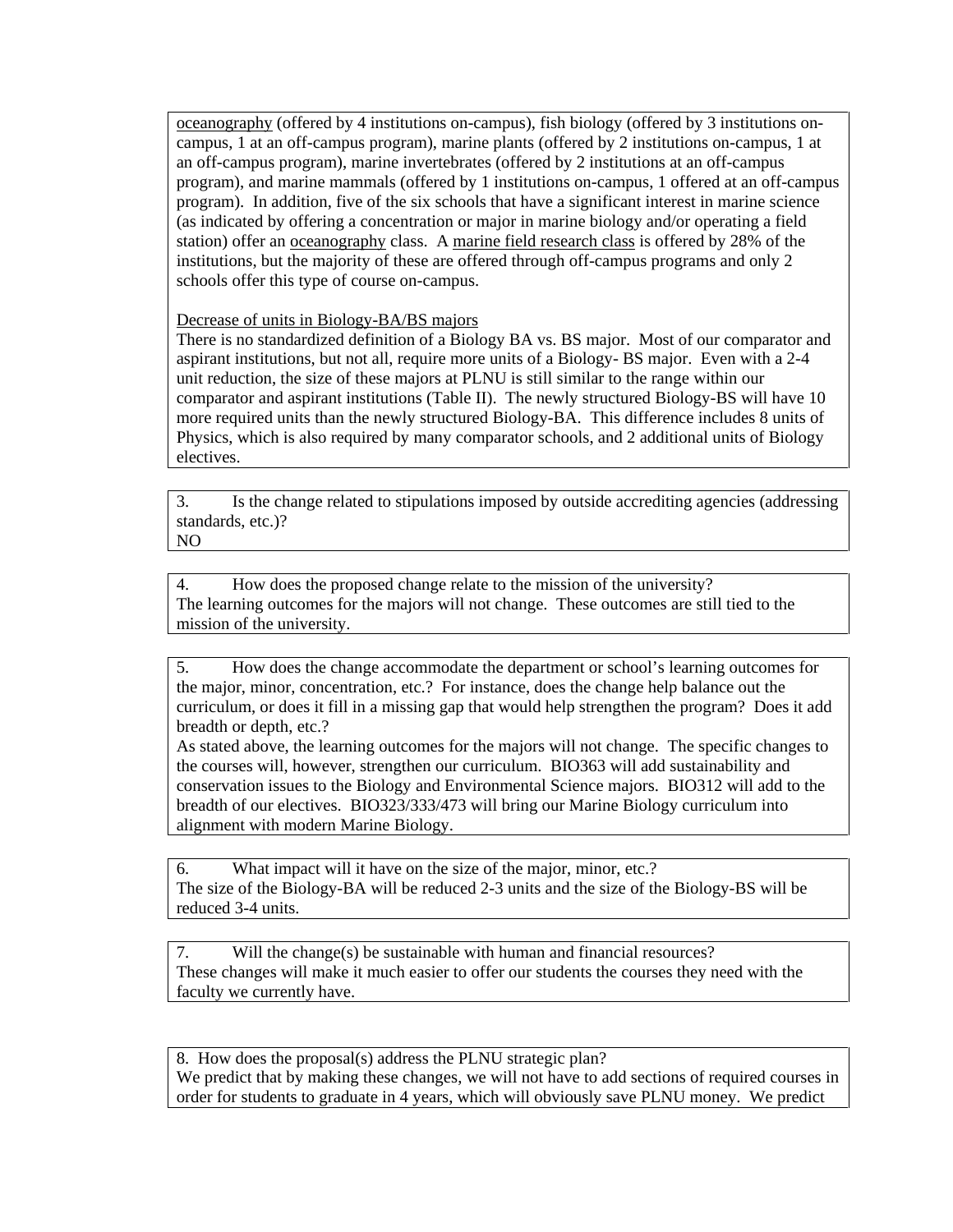oceanography (offered by 4 institutions on-campus), fish biology (offered by 3 institutions on-campus, 1 at an off-campus program), marine plants (offered by 2 institutions on-campus, 1 at an off-campus program), marine invertebrates (offered by 2 institutions at an off-campus program), and marine mammals (offered by 1 institutions on-campus, 1 offered at an off-campus program). In addition, five of the six schools that have a significant interest in marine science (as indicated by offering a concentration or major in marine biology and/or operating a field station) offer an oceanography class. A marine field research class is offered by 28% of the institutions, but the majority of these are offered through off-campus programs and only 2 schools offer this type of course on-campus.

Decrease of units in Biology-BA/BS majors

There is no standardized definition of a Biology BA vs. BS major. Most of our comparator and aspirant institutions, but not all, require more units of a Biology- BS major. Even with a 2-4 unit reduction, the size of these majors at PLNU is still similar to the range within our comparator and aspirant institutions (Table II). The newly structured Biology-BS will have 10 more required units than the newly structured Biology-BA. This difference includes 8 units of Physics, which is also required by many comparator schools, and 2 additional units of Biology electives.

3. Is the change related to stipulations imposed by outside accrediting agencies (addressing standards, etc.)?

NO

4. How does the proposed change relate to the mission of the university?

The learning outcomes for the majors will not change. These outcomes are still tied to the mission of the university.

5. How does the change accommodate the department or school's learning outcomes for the major, minor, concentration, etc.? For instance, does the change help balance out the curriculum, or does it fill in a missing gap that would help strengthen the program? Does it add breadth or depth, etc.?

As stated above, the learning outcomes for the majors will not change. The specific changes to the courses will, however, strengthen our curriculum. BIO363 will add sustainability and conservation issues to the Biology and Environmental Science majors. BIO312 will add to the breadth of our electives. BIO323/333/473 will bring our Marine Biology curriculum into alignment with modern Marine Biology.

6. What impact will it have on the size of the major, minor, etc.?

The size of the Biology-BA will be reduced 2-3 units and the size of the Biology-BS will be reduced 3-4 units.

7. Will the change(s) be sustainable with human and financial resources?

These changes will make it much easier to offer our students the courses they need with the faculty we currently have.

8. How does the proposal(s) address the PLNU strategic plan?

We predict that by making these changes, we will not have to add sections of required courses in order for students to graduate in 4 years, which will obviously save PLNU money. We predict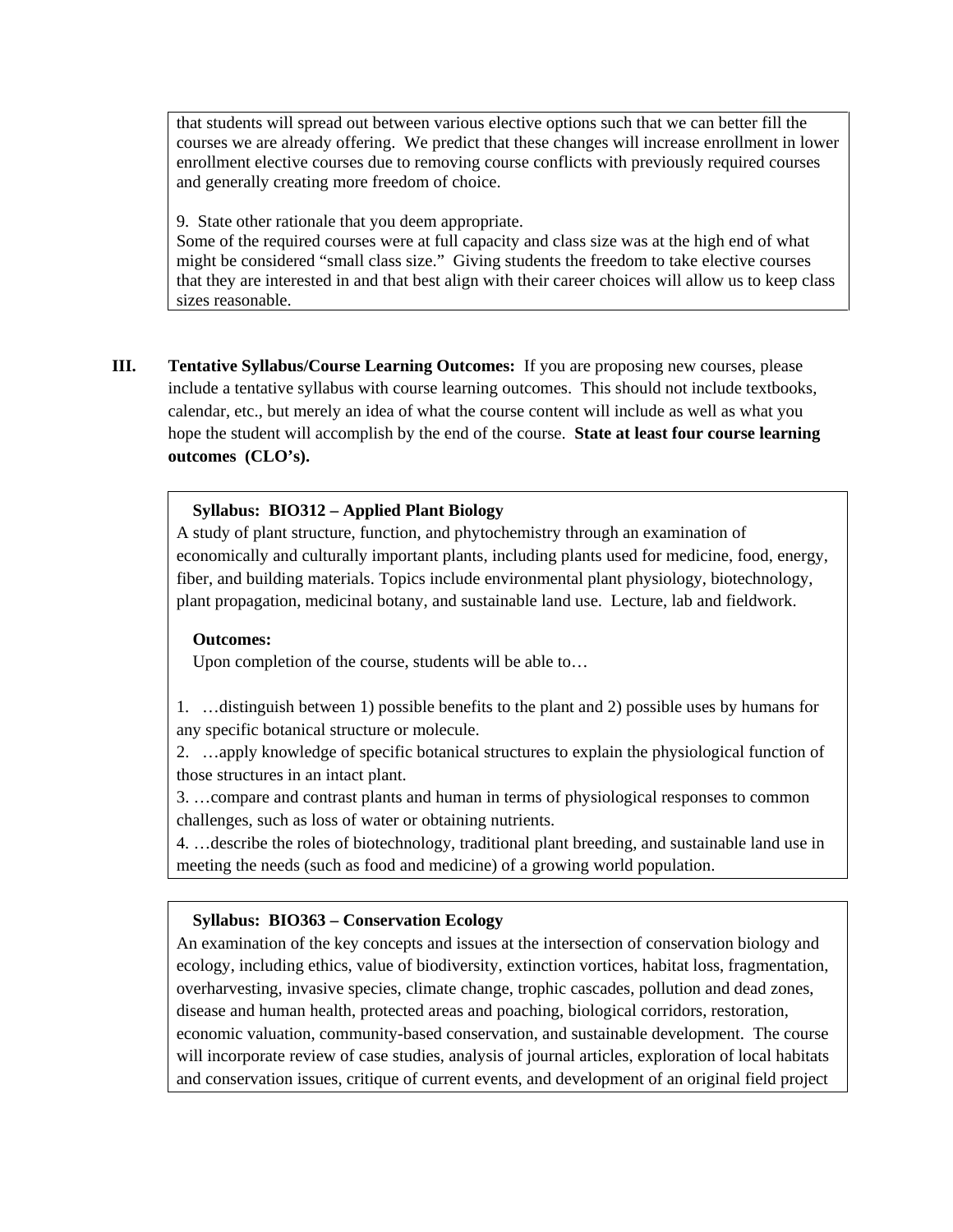that students will spread out between various elective options such that we can better fill the courses we are already offering. We predict that these changes will increase enrollment in lower enrollment elective courses due to removing course conflicts with previously required courses and generally creating more freedom of choice.

9. State other rationale that you deem appropriate.
Some of the required courses were at full capacity and class size was at the high end of what might be considered "small class size." Giving students the freedom to take elective courses that they are interested in and that best align with their career choices will allow us to keep class sizes reasonable.

**III. Tentative Syllabus/Course Learning Outcomes:** If you are proposing new courses, please include a tentative syllabus with course learning outcomes. This should not include textbooks, calendar, etc., but merely an idea of what the course content will include as well as what you hope the student will accomplish by the end of the course. **State at least four course learning outcomes (CLO's).**

**Syllabus: BIO312 – Applied Plant Biology**

A study of plant structure, function, and phytochemistry through an examination of economically and culturally important plants, including plants used for medicine, food, energy, fiber, and building materials. Topics include environmental plant physiology, biotechnology, plant propagation, medicinal botany, and sustainable land use. Lecture, lab and fieldwork.

**Outcomes:**

Upon completion of the course, students will be able to…

1. …distinguish between 1) possible benefits to the plant and 2) possible uses by humans for any specific botanical structure or molecule.
2. …apply knowledge of specific botanical structures to explain the physiological function of those structures in an intact plant.
3. …compare and contrast plants and human in terms of physiological responses to common challenges, such as loss of water or obtaining nutrients.
4. …describe the roles of biotechnology, traditional plant breeding, and sustainable land use in meeting the needs (such as food and medicine) of a growing world population.

**Syllabus: BIO363 – Conservation Ecology**

An examination of the key concepts and issues at the intersection of conservation biology and ecology, including ethics, value of biodiversity, extinction vortices, habitat loss, fragmentation, overharvesting, invasive species, climate change, trophic cascades, pollution and dead zones, disease and human health, protected areas and poaching, biological corridors, restoration, economic valuation, community-based conservation, and sustainable development. The course will incorporate review of case studies, analysis of journal articles, exploration of local habitats and conservation issues, critique of current events, and development of an original field project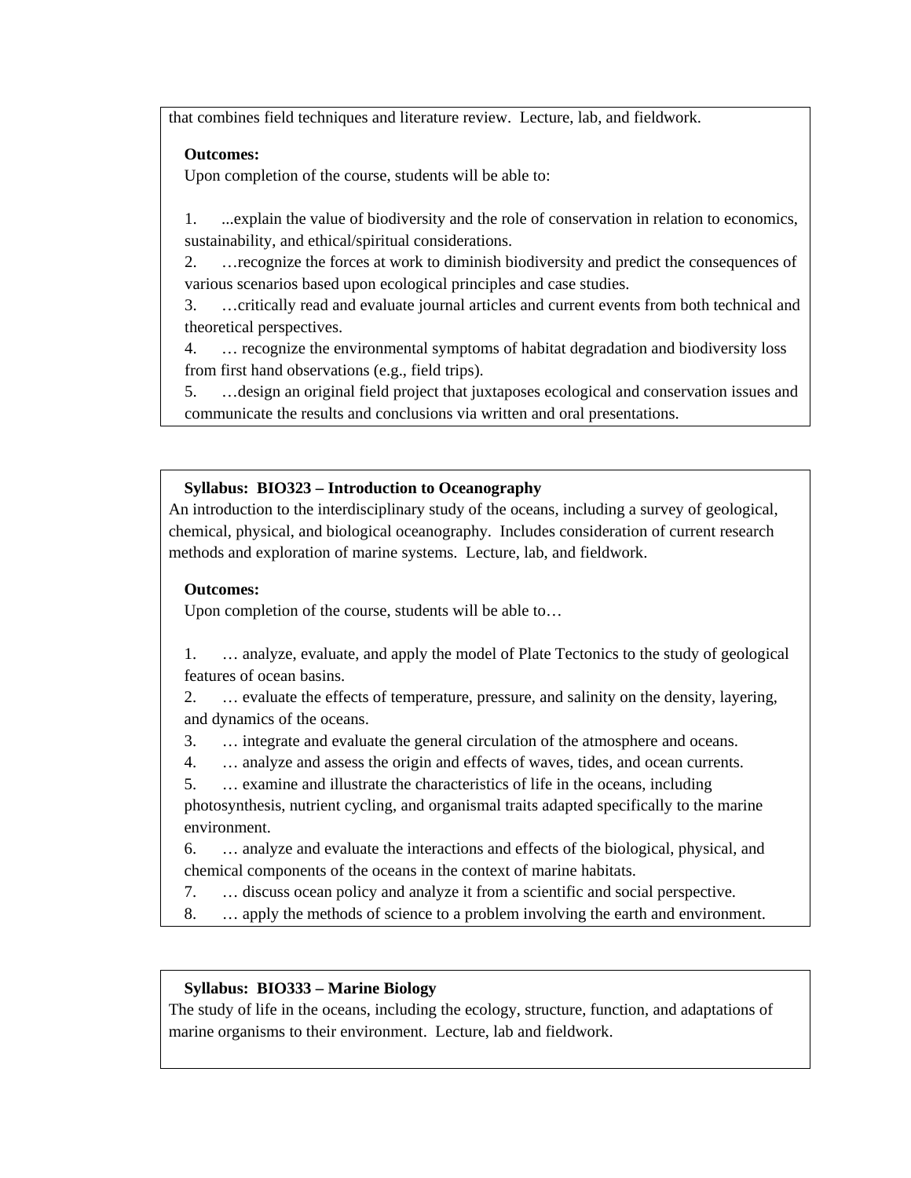that combines field techniques and literature review. Lecture, lab, and fieldwork.

**Outcomes:**

Upon completion of the course, students will be able to:

1. ...explain the value of biodiversity and the role of conservation in relation to economics, sustainability, and ethical/spiritual considerations.
2. …recognize the forces at work to diminish biodiversity and predict the consequences of various scenarios based upon ecological principles and case studies.
3. …critically read and evaluate journal articles and current events from both technical and theoretical perspectives.
4. … recognize the environmental symptoms of habitat degradation and biodiversity loss from first hand observations (e.g., field trips).
5. …design an original field project that juxtaposes ecological and conservation issues and communicate the results and conclusions via written and oral presentations.

**Syllabus: BIO323 – Introduction to Oceanography**

An introduction to the interdisciplinary study of the oceans, including a survey of geological, chemical, physical, and biological oceanography. Includes consideration of current research methods and exploration of marine systems. Lecture, lab, and fieldwork.

**Outcomes:**

Upon completion of the course, students will be able to…

1. … analyze, evaluate, and apply the model of Plate Tectonics to the study of geological features of ocean basins.
2. … evaluate the effects of temperature, pressure, and salinity on the density, layering, and dynamics of the oceans.
3. … integrate and evaluate the general circulation of the atmosphere and oceans.
4. … analyze and assess the origin and effects of waves, tides, and ocean currents.
5. … examine and illustrate the characteristics of life in the oceans, including photosynthesis, nutrient cycling, and organismal traits adapted specifically to the marine environment.
6. … analyze and evaluate the interactions and effects of the biological, physical, and chemical components of the oceans in the context of marine habitats.
7. … discuss ocean policy and analyze it from a scientific and social perspective.
8. … apply the methods of science to a problem involving the earth and environment.

**Syllabus: BIO333 – Marine Biology**

The study of life in the oceans, including the ecology, structure, function, and adaptations of marine organisms to their environment. Lecture, lab and fieldwork.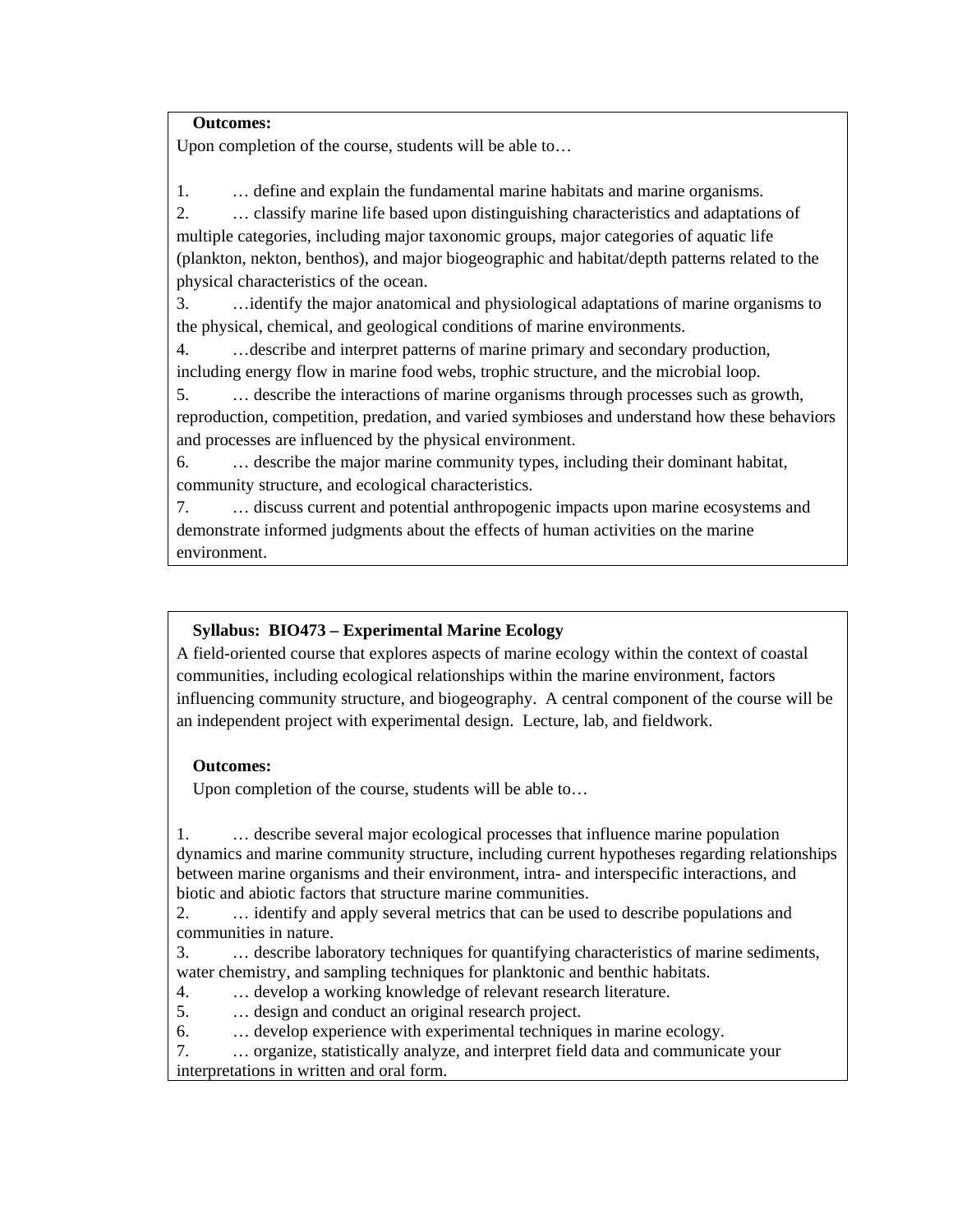**Outcomes:**

Upon completion of the course, students will be able to…

1. … define and explain the fundamental marine habitats and marine organisms.
2. … classify marine life based upon distinguishing characteristics and adaptations of multiple categories, including major taxonomic groups, major categories of aquatic life (plankton, nekton, benthos), and major biogeographic and habitat/depth patterns related to the physical characteristics of the ocean.
3. …identify the major anatomical and physiological adaptations of marine organisms to the physical, chemical, and geological conditions of marine environments.
4. …describe and interpret patterns of marine primary and secondary production, including energy flow in marine food webs, trophic structure, and the microbial loop.
5. … describe the interactions of marine organisms through processes such as growth, reproduction, competition, predation, and varied symbioses and understand how these behaviors and processes are influenced by the physical environment.
6. … describe the major marine community types, including their dominant habitat, community structure, and ecological characteristics.
7. … discuss current and potential anthropogenic impacts upon marine ecosystems and demonstrate informed judgments about the effects of human activities on the marine environment.

**Syllabus: BIO473 – Experimental Marine Ecology**

A field-oriented course that explores aspects of marine ecology within the context of coastal communities, including ecological relationships within the marine environment, factors influencing community structure, and biogeography. A central component of the course will be an independent project with experimental design. Lecture, lab, and fieldwork.

**Outcomes:**

Upon completion of the course, students will be able to…

1. … describe several major ecological processes that influence marine population dynamics and marine community structure, including current hypotheses regarding relationships between marine organisms and their environment, intra- and interspecific interactions, and biotic and abiotic factors that structure marine communities.
2. … identify and apply several metrics that can be used to describe populations and communities in nature.
3. … describe laboratory techniques for quantifying characteristics of marine sediments, water chemistry, and sampling techniques for planktonic and benthic habitats.
4. … develop a working knowledge of relevant research literature.
5. … design and conduct an original research project.
6. … develop experience with experimental techniques in marine ecology.
7. … organize, statistically analyze, and interpret field data and communicate your interpretations in written and oral form.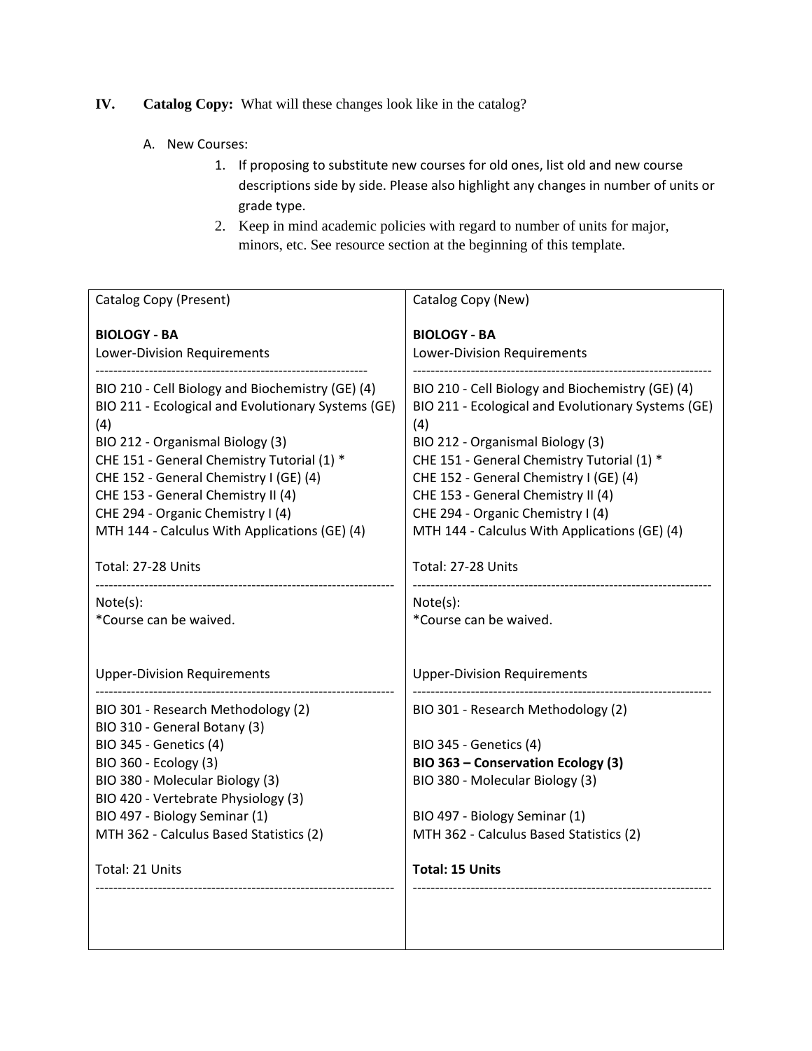**IV. Catalog Copy:** What will these changes look like in the catalog?

A. New Courses:

1. If proposing to substitute new courses for old ones, list old and new course descriptions side by side. Please also highlight any changes in number of units or grade type.
2. Keep in mind academic policies with regard to number of units for major, minors, etc. See resource section at the beginning of this template.

| Catalog Copy (Present) | Catalog Copy (New) |
|---|---|
| **BIOLOGY - BA** | **BIOLOGY - BA** |
| Lower-Division Requirements | Lower-Division Requirements |
| BIO 210 - Cell Biology and Biochemistry (GE) (4) | BIO 210 - Cell Biology and Biochemistry (GE) (4) |
| BIO 211 - Ecological and Evolutionary Systems (GE) (4) | BIO 211 - Ecological and Evolutionary Systems (GE) (4) |
| BIO 212 - Organismal Biology (3) | BIO 212 - Organismal Biology (3) |
| CHE 151 - General Chemistry Tutorial (1) * | CHE 151 - General Chemistry Tutorial (1) * |
| CHE 152 - General Chemistry I (GE) (4) | CHE 152 - General Chemistry I (GE) (4) |
| CHE 153 - General Chemistry II (4) | CHE 153 - General Chemistry II (4) |
| CHE 294 - Organic Chemistry I (4) | CHE 294 - Organic Chemistry I (4) |
| MTH 144 - Calculus With Applications (GE) (4) | MTH 144 - Calculus With Applications (GE) (4) |
| Total: 27-28 Units | Total: 27-28 Units |
| Note(s):<br>*Course can be waived. | Note(s):<br>*Course can be waived. |
| Upper-Division Requirements | Upper-Division Requirements |
| BIO 301 - Research Methodology (2) | BIO 301 - Research Methodology (2) |
| BIO 310 - General Botany (3) | |
| BIO 345 - Genetics (4) | BIO 345 - Genetics (4) |
| BIO 360 - Ecology (3) | **BIO 363 – Conservation Ecology (3)** |
| BIO 380 - Molecular Biology (3) | BIO 380 - Molecular Biology (3) |
| BIO 420 - Vertebrate Physiology (3) | |
| BIO 497 - Biology Seminar (1) | BIO 497 - Biology Seminar (1) |
| MTH 362 - Calculus Based Statistics (2) | MTH 362 - Calculus Based Statistics (2) |
| Total: 21 Units | **Total: 15 Units** |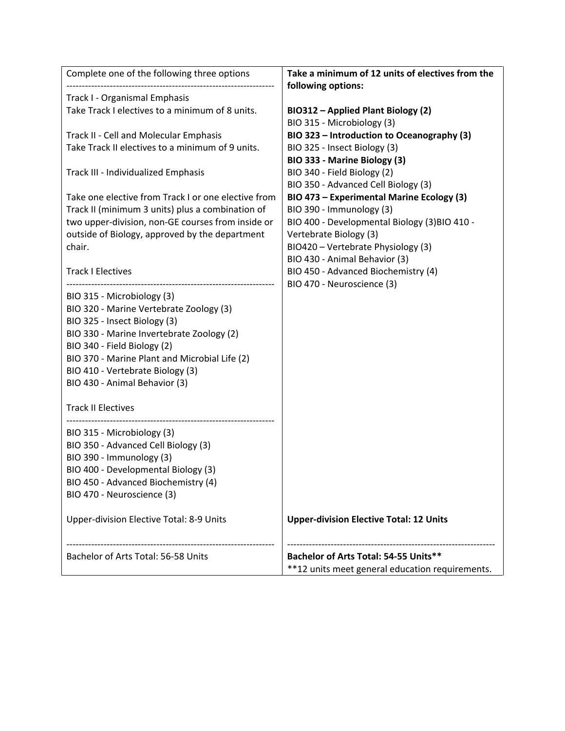| Complete one of the following three options | **Take a minimum of 12 units of electives from the following options:** |
| --- | --- |
| ------------------------------------------------------------------<br>Track I - Organismal Emphasis<br>Take Track I electives to a minimum of 8 units.<br><br>Track II - Cell and Molecular Emphasis<br>Take Track II electives to a minimum of 9 units.<br><br>Track III - Individualized Emphasis<br><br>Take one elective from Track I or one elective from Track II (minimum 3 units) plus a combination of two upper-division, non-GE courses from inside or outside of Biology, approved by the department chair.<br><br>Track I Electives<br>------------------------------------------------------------------<br>BIO 315 - Microbiology (3)<br>BIO 320 - Marine Vertebrate Zoology (3)<br>BIO 325 - Insect Biology (3)<br>BIO 330 - Marine Invertebrate Zoology (2)<br>BIO 340 - Field Biology (2)<br>BIO 370 - Marine Plant and Microbial Life (2)<br>BIO 410 - Vertebrate Biology (3)<br>BIO 430 - Animal Behavior (3)<br><br>Track II Electives<br>------------------------------------------------------------------<br>BIO 315 - Microbiology (3)<br>BIO 350 - Advanced Cell Biology (3)<br>BIO 390 - Immunology (3)<br>BIO 400 - Developmental Biology (3)<br>BIO 450 - Advanced Biochemistry (4)<br>BIO 470 - Neuroscience (3) | <br>**BIO312 – Applied Plant Biology (2)**<br>BIO 315 - Microbiology (3)<br>**BIO 323 – Introduction to Oceanography (3)**<br>BIO 325 - Insect Biology (3)<br>**BIO 333 - Marine Biology (3)**<br>BIO 340 - Field Biology (2)<br>BIO 350 - Advanced Cell Biology (3)<br>**BIO 473 – Experimental Marine Ecology (3)**<br>BIO 390 - Immunology (3)<br>BIO 400 - Developmental Biology (3)BIO 410 - Vertebrate Biology (3)<br>BIO420 – Vertebrate Physiology (3)<br>BIO 430 - Animal Behavior (3)<br>BIO 450 - Advanced Biochemistry (4)<br>BIO 470 - Neuroscience (3) |
| Upper-division Elective Total: 8-9 Units | **Upper-division Elective Total: 12 Units** |
| ------------------------------------------------------------------<br>Bachelor of Arts Total: 56-58 Units | ------------------------------------------------------------------<br>**Bachelor of Arts Total: 54-55 Units****<br>**12 units meet general education requirements. |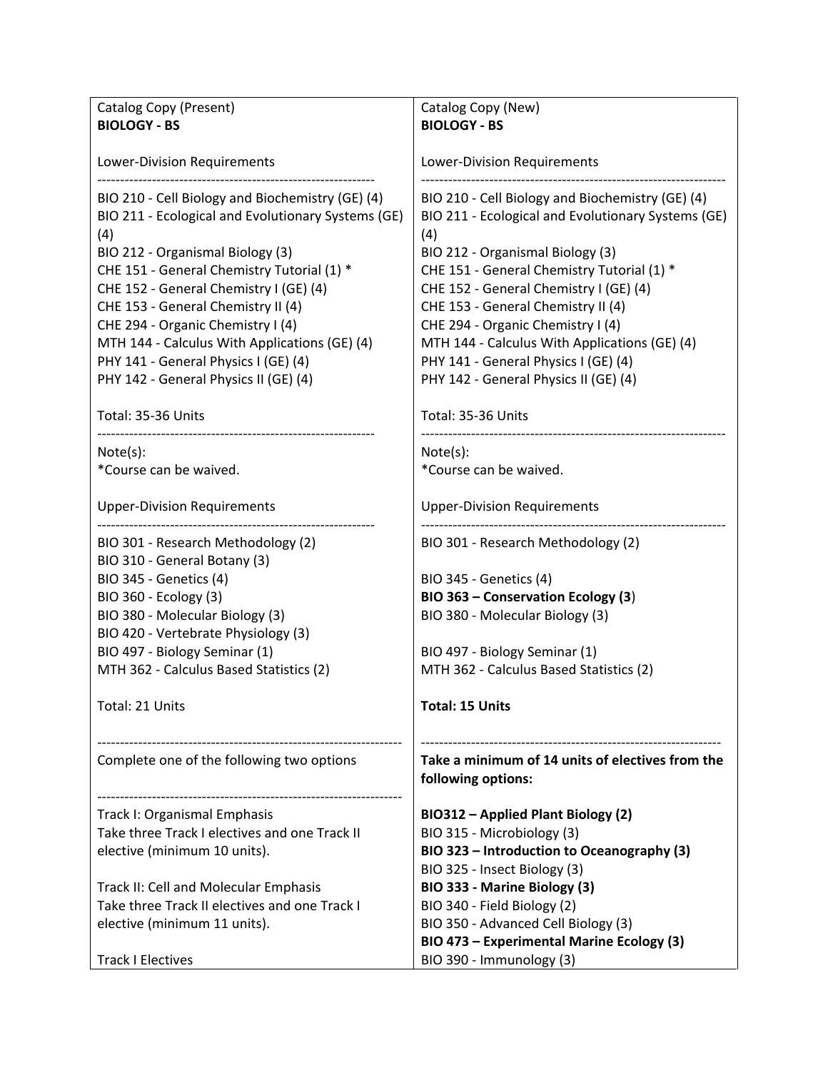| Catalog Copy (Present)<br>**BIOLOGY - BS** | Catalog Copy (New)<br>**BIOLOGY - BS** |
|---|---|
| Lower-Division Requirements<br>------------------------------------------------------------<br>BIO 210 - Cell Biology and Biochemistry (GE) (4)<br>BIO 211 - Ecological and Evolutionary Systems (GE) (4)<br>BIO 212 - Organismal Biology (3)<br>CHE 151 - General Chemistry Tutorial (1) *<br>CHE 152 - General Chemistry I (GE) (4)<br>CHE 153 - General Chemistry II (4)<br>CHE 294 - Organic Chemistry I (4)<br>MTH 144 - Calculus With Applications (GE) (4)<br>PHY 141 - General Physics I (GE) (4)<br>PHY 142 - General Physics II (GE) (4)<br><br>Total: 35-36 Units<br>------------------------------------------------------------<br>Note(s):<br>*Course can be waived.<br><br>Upper-Division Requirements<br>------------------------------------------------------------<br>BIO 301 - Research Methodology (2)<br>BIO 310 - General Botany (3)<br>BIO 345 - Genetics (4)<br>BIO 360 - Ecology (3)<br>BIO 380 - Molecular Biology (3)<br>BIO 420 - Vertebrate Physiology (3)<br>BIO 497 - Biology Seminar (1)<br>MTH 362 - Calculus Based Statistics (2)<br><br>Total: 21 Units<br><br>------------------------------------------------------------------<br>Complete one of the following two options<br><br>------------------------------------------------------------------<br>Track I: Organismal Emphasis<br>Take three Track I electives and one Track II elective (minimum 10 units).<br><br>Track II: Cell and Molecular Emphasis<br>Take three Track II electives and one Track I elective (minimum 11 units).<br><br>Track I Electives | Lower-Division Requirements<br>------------------------------------------------------------------<br>BIO 210 - Cell Biology and Biochemistry (GE) (4)<br>BIO 211 - Ecological and Evolutionary Systems (GE) (4)<br>BIO 212 - Organismal Biology (3)<br>CHE 151 - General Chemistry Tutorial (1) *<br>CHE 152 - General Chemistry I (GE) (4)<br>CHE 153 - General Chemistry II (4)<br>CHE 294 - Organic Chemistry I (4)<br>MTH 144 - Calculus With Applications (GE) (4)<br>PHY 141 - General Physics I (GE) (4)<br>PHY 142 - General Physics II (GE) (4)<br><br>Total: 35-36 Units<br>------------------------------------------------------------------<br>Note(s):<br>*Course can be waived.<br><br>Upper-Division Requirements<br>------------------------------------------------------------------<br>BIO 301 - Research Methodology (2)<br><br>BIO 345 - Genetics (4)<br>**BIO 363 – Conservation Ecology (3**)<br>BIO 380 - Molecular Biology (3)<br><br>BIO 497 - Biology Seminar (1)<br>MTH 362 - Calculus Based Statistics (2)<br><br>**Total: 15 Units**<br><br>------------------------------------------------------------------<br>**Take a minimum of 14 units of electives from the following options:**<br><br>**BIO312 – Applied Plant Biology (2)**<br>BIO 315 - Microbiology (3)<br>**BIO 323 – Introduction to Oceanography (3)**<br>BIO 325 - Insect Biology (3)<br>**BIO 333 - Marine Biology (3)**<br>BIO 340 - Field Biology (2)<br>BIO 350 - Advanced Cell Biology (3)<br>**BIO 473 – Experimental Marine Ecology (3)**<br>BIO 390 - Immunology (3) |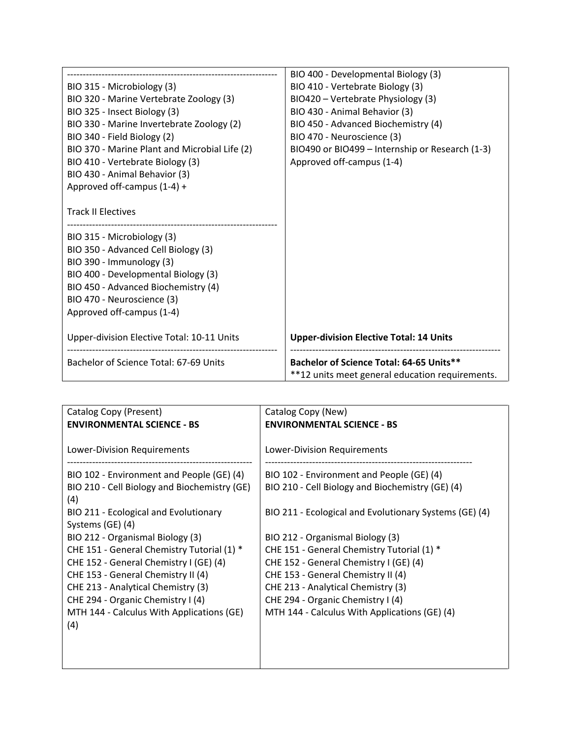| | |
|---|---|
| ------------------------------------------------------------------ <br> BIO 315 - Microbiology (3) <br> BIO 320 - Marine Vertebrate Zoology (3) <br> BIO 325 - Insect Biology (3) <br> BIO 330 - Marine Invertebrate Zoology (2) <br> BIO 340 - Field Biology (2) <br> BIO 370 - Marine Plant and Microbial Life (2) <br> BIO 410 - Vertebrate Biology (3) <br> BIO 430 - Animal Behavior (3) <br> Approved off-campus (1-4) + <br><br> Track II Electives <br> ------------------------------------------------------------------ <br> BIO 315 - Microbiology (3) <br> BIO 350 - Advanced Cell Biology (3) <br> BIO 390 - Immunology (3) <br> BIO 400 - Developmental Biology (3) <br> BIO 450 - Advanced Biochemistry (4) <br> BIO 470 - Neuroscience (3) <br> Approved off-campus (1-4) | BIO 400 - Developmental Biology (3) <br> BIO 410 - Vertebrate Biology (3) <br> BIO420 – Vertebrate Physiology (3) <br> BIO 430 - Animal Behavior (3) <br> BIO 450 - Advanced Biochemistry (4) <br> BIO 470 - Neuroscience (3) <br> BIO490 or BIO499 – Internship or Research (1-3) <br> Approved off-campus (1-4) |
| Upper-division Elective Total: 10-11 Units | **Upper-division Elective Total: 14 Units** |
| Bachelor of Science Total: 67-69 Units | **Bachelor of Science Total: 64-65 Units**** <br> **12 units meet general education requirements. |

| Catalog Copy (Present) <br> **ENVIRONMENTAL SCIENCE - BS** | Catalog Copy (New) <br> **ENVIRONMENTAL SCIENCE - BS** |
|---|---|
| Lower-Division Requirements <br> ---------------------------------------------------------- <br> BIO 102 - Environment and People (GE) (4) <br> BIO 210 - Cell Biology and Biochemistry (GE) (4) <br> BIO 211 - Ecological and Evolutionary Systems (GE) (4) <br> BIO 212 - Organismal Biology (3) <br> CHE 151 - General Chemistry Tutorial (1) * <br> CHE 152 - General Chemistry I (GE) (4) <br> CHE 153 - General Chemistry II (4) <br> CHE 213 - Analytical Chemistry (3) <br> CHE 294 - Organic Chemistry I (4) <br> MTH 144 - Calculus With Applications (GE) (4) | Lower-Division Requirements <br> ---------------------------------------------------------------- <br> BIO 102 - Environment and People (GE) (4) <br> BIO 210 - Cell Biology and Biochemistry (GE) (4) <br> BIO 211 - Ecological and Evolutionary Systems (GE) (4) <br> BIO 212 - Organismal Biology (3) <br> CHE 151 - General Chemistry Tutorial (1) * <br> CHE 152 - General Chemistry I (GE) (4) <br> CHE 153 - General Chemistry II (4) <br> CHE 213 - Analytical Chemistry (3) <br> CHE 294 - Organic Chemistry I (4) <br> MTH 144 - Calculus With Applications (GE) (4) |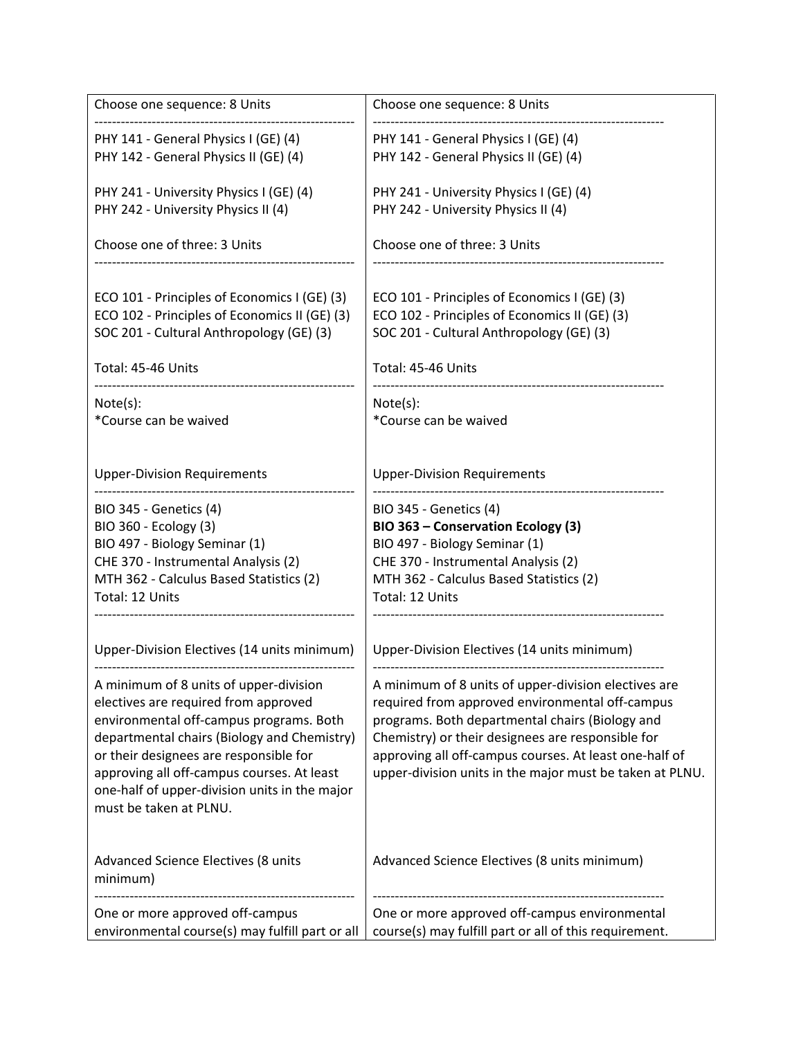| | |
|---|---|
| Choose one sequence: 8 Units<br>--------------------------------------------------------<br>PHY 141 - General Physics I (GE) (4)<br>PHY 142 - General Physics II (GE) (4)<br><br>PHY 241 - University Physics I (GE) (4)<br>PHY 242 - University Physics II (4)<br><br>Choose one of three: 3 Units<br>--------------------------------------------------------<br><br>ECO 101 - Principles of Economics I (GE) (3)<br>ECO 102 - Principles of Economics II (GE) (3)<br>SOC 201 - Cultural Anthropology (GE) (3)<br><br>Total: 45-46 Units<br>--------------------------------------------------------<br>Note(s):<br>*Course can be waived<br><br><br>Upper-Division Requirements<br>--------------------------------------------------------<br>BIO 345 - Genetics (4)<br>BIO 360 - Ecology (3)<br>BIO 497 - Biology Seminar (1)<br>CHE 370 - Instrumental Analysis (2)<br>MTH 362 - Calculus Based Statistics (2)<br>Total: 12 Units<br>--------------------------------------------------------<br><br>Upper-Division Electives (14 units minimum)<br>--------------------------------------------------------<br>A minimum of 8 units of upper-division electives are required from approved environmental off-campus programs. Both departmental chairs (Biology and Chemistry) or their designees are responsible for approving all off-campus courses. At least one-half of upper-division units in the major must be taken at PLNU.<br><br><br>Advanced Science Electives (8 units minimum)<br>--------------------------------------------------------<br>One or more approved off-campus environmental course(s) may fulfill part or all | Choose one sequence: 8 Units<br>--------------------------------------------------------<br>PHY 141 - General Physics I (GE) (4)<br>PHY 142 - General Physics II (GE) (4)<br><br>PHY 241 - University Physics I (GE) (4)<br>PHY 242 - University Physics II (4)<br><br>Choose one of three: 3 Units<br>--------------------------------------------------------<br><br>ECO 101 - Principles of Economics I (GE) (3)<br>ECO 102 - Principles of Economics II (GE) (3)<br>SOC 201 - Cultural Anthropology (GE) (3)<br><br>Total: 45-46 Units<br>--------------------------------------------------------<br>Note(s):<br>*Course can be waived<br><br><br>Upper-Division Requirements<br>--------------------------------------------------------<br>BIO 345 - Genetics (4)<br>**BIO 363 – Conservation Ecology (3)**<br>BIO 497 - Biology Seminar (1)<br>CHE 370 - Instrumental Analysis (2)<br>MTH 362 - Calculus Based Statistics (2)<br>Total: 12 Units<br>--------------------------------------------------------<br><br>Upper-Division Electives (14 units minimum)<br>--------------------------------------------------------<br>A minimum of 8 units of upper-division electives are required from approved environmental off-campus programs. Both departmental chairs (Biology and Chemistry) or their designees are responsible for approving all off-campus courses. At least one-half of upper-division units in the major must be taken at PLNU.<br><br><br>Advanced Science Electives (8 units minimum)<br><br>--------------------------------------------------------<br>One or more approved off-campus environmental course(s) may fulfill part or all of this requirement. |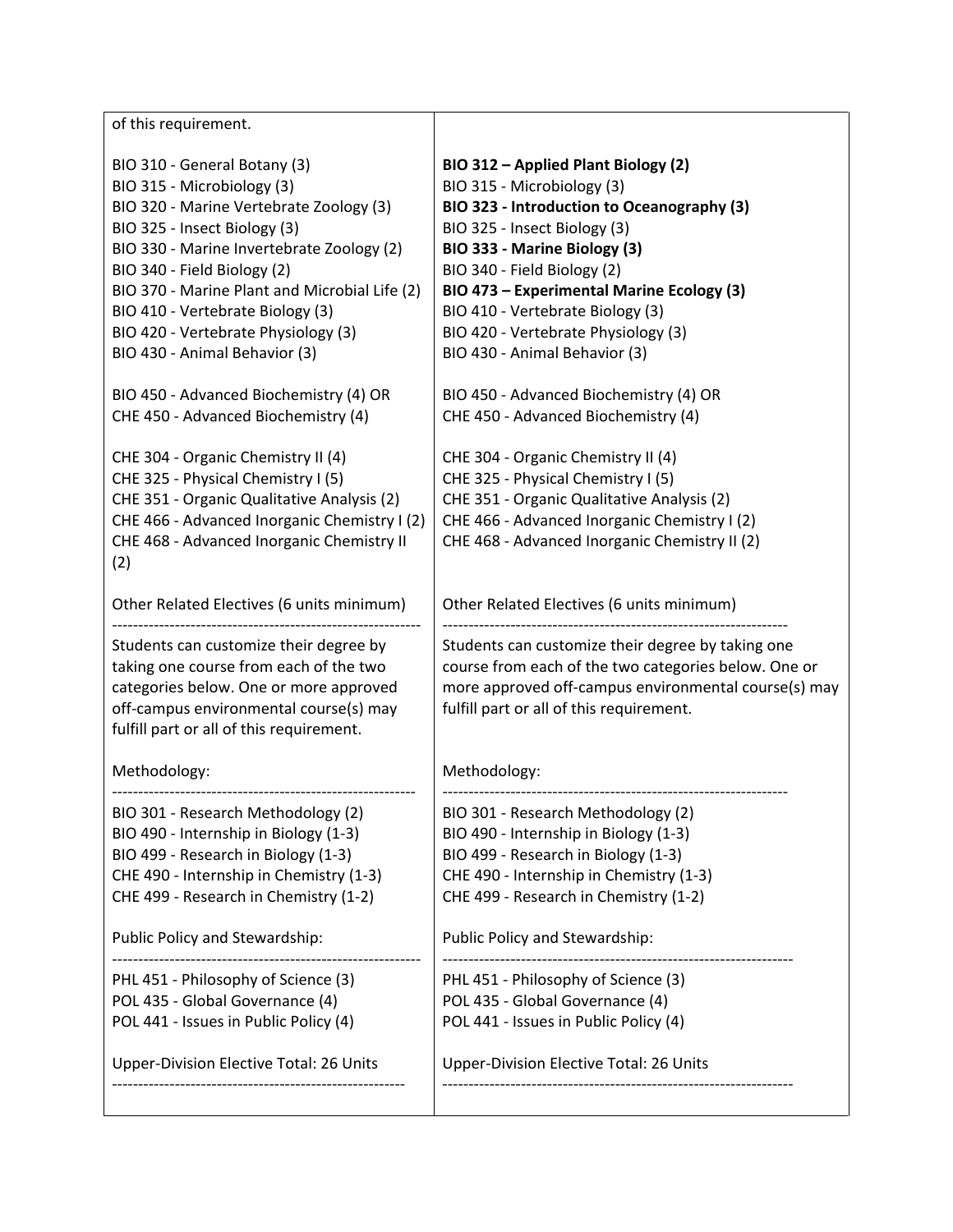| | |
|---|---|
| of this requirement.<br><br>BIO 310 - General Botany (3)<br>BIO 315 - Microbiology (3)<br>BIO 320 - Marine Vertebrate Zoology (3)<br>BIO 325 - Insect Biology (3)<br>BIO 330 - Marine Invertebrate Zoology (2)<br>BIO 340 - Field Biology (2)<br>BIO 370 - Marine Plant and Microbial Life (2)<br>BIO 410 - Vertebrate Biology (3)<br>BIO 420 - Vertebrate Physiology (3)<br>BIO 430 - Animal Behavior (3)<br><br>BIO 450 - Advanced Biochemistry (4) OR<br>CHE 450 - Advanced Biochemistry (4)<br><br>CHE 304 - Organic Chemistry II (4)<br>CHE 325 - Physical Chemistry I (5)<br>CHE 351 - Organic Qualitative Analysis (2)<br>CHE 466 - Advanced Inorganic Chemistry I (2)<br>CHE 468 - Advanced Inorganic Chemistry II (2)<br><br>Other Related Electives (6 units minimum)<br>----------------------------------------------------------<br>Students can customize their degree by taking one course from each of the two categories below. One or more approved off-campus environmental course(s) may fulfill part or all of this requirement.<br><br>Methodology:<br>----------------------------------------------------------<br>BIO 301 - Research Methodology (2)<br>BIO 490 - Internship in Biology (1-3)<br>BIO 499 - Research in Biology (1-3)<br>CHE 490 - Internship in Chemistry (1-3)<br>CHE 499 - Research in Chemistry (1-2)<br><br>Public Policy and Stewardship:<br>----------------------------------------------------------<br>PHL 451 - Philosophy of Science (3)<br>POL 435 - Global Governance (4)<br>POL 441 - Issues in Public Policy (4)<br><br>Upper-Division Elective Total: 26 Units<br>---------------------------------------------------------- | <br><br>**BIO 312 – Applied Plant Biology (2)**<br>BIO 315 - Microbiology (3)<br>**BIO 323 - Introduction to Oceanography (3)**<br>BIO 325 - Insect Biology (3)<br>**BIO 333 - Marine Biology (3)**<br>BIO 340 - Field Biology (2)<br>**BIO 473 – Experimental Marine Ecology (3)**<br>BIO 410 - Vertebrate Biology (3)<br>BIO 420 - Vertebrate Physiology (3)<br>BIO 430 - Animal Behavior (3)<br><br>BIO 450 - Advanced Biochemistry (4) OR<br>CHE 450 - Advanced Biochemistry (4)<br><br>CHE 304 - Organic Chemistry II (4)<br>CHE 325 - Physical Chemistry I (5)<br>CHE 351 - Organic Qualitative Analysis (2)<br>CHE 466 - Advanced Inorganic Chemistry I (2)<br>CHE 468 - Advanced Inorganic Chemistry II (2)<br><br>Other Related Electives (6 units minimum)<br>----------------------------------------------------------<br>Students can customize their degree by taking one course from each of the two categories below. One or more approved off-campus environmental course(s) may fulfill part or all of this requirement.<br><br>Methodology:<br>----------------------------------------------------------<br>BIO 301 - Research Methodology (2)<br>BIO 490 - Internship in Biology (1-3)<br>BIO 499 - Research in Biology (1-3)<br>CHE 490 - Internship in Chemistry (1-3)<br>CHE 499 - Research in Chemistry (1-2)<br><br>Public Policy and Stewardship:<br>----------------------------------------------------------<br>PHL 451 - Philosophy of Science (3)<br>POL 435 - Global Governance (4)<br>POL 441 - Issues in Public Policy (4)<br><br>Upper-Division Elective Total: 26 Units<br>---------------------------------------------------------- |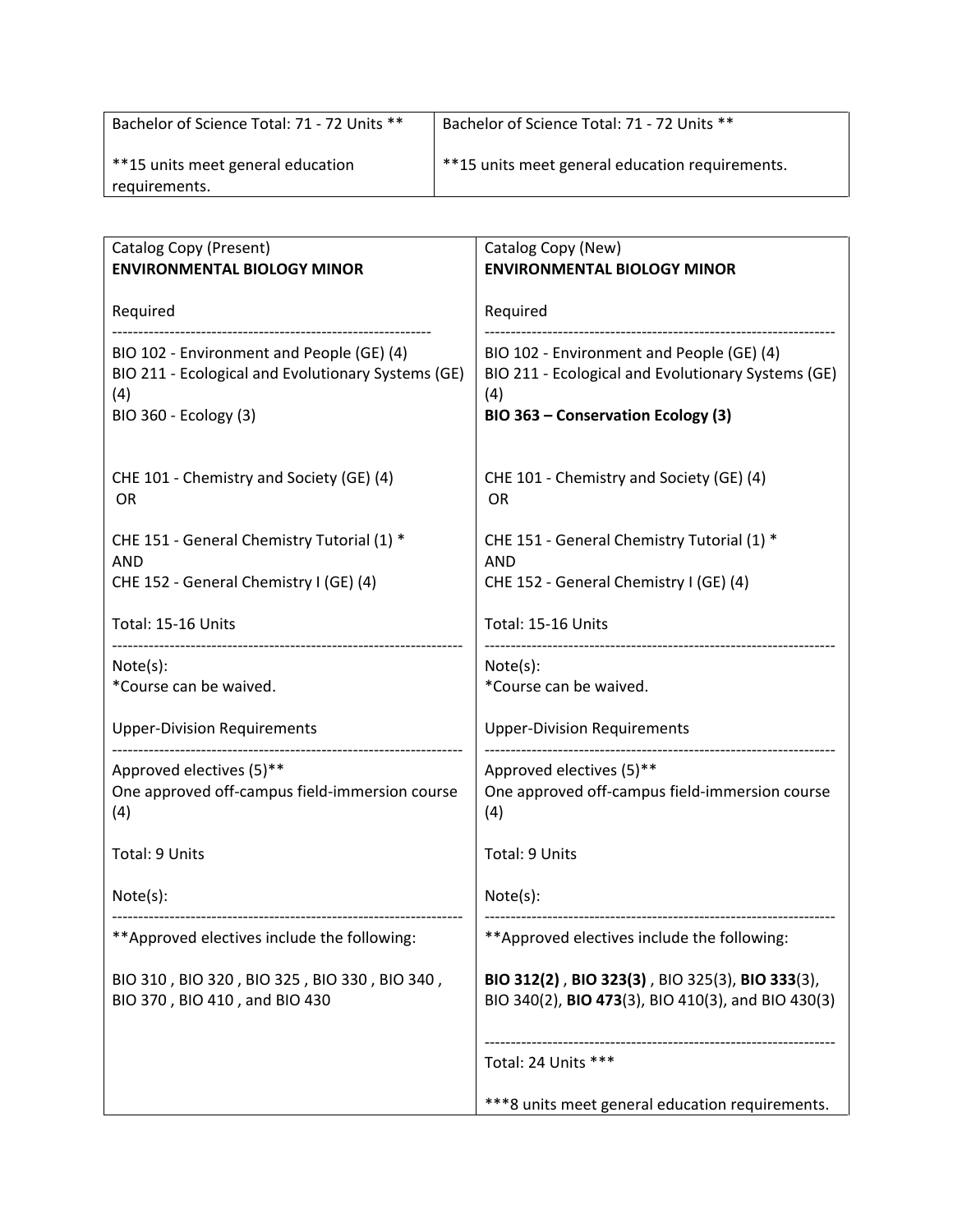| Bachelor of Science Total: 71 - 72 Units **<br><br>**15 units meet general education requirements. | Bachelor of Science Total: 71 - 72 Units **<br><br>**15 units meet general education requirements. |
|---|---|

| Catalog Copy (Present)<br>**ENVIRONMENTAL BIOLOGY MINOR** | Catalog Copy (New)<br>**ENVIRONMENTAL BIOLOGY MINOR** |
|---|---|
| Required<br>------------------------------------------------------------<br>BIO 102 - Environment and People (GE) (4)<br>BIO 211 - Ecological and Evolutionary Systems (GE) (4)<br>BIO 360 - Ecology (3)<br><br>CHE 101 - Chemistry and Society (GE) (4)<br>OR<br><br>CHE 151 - General Chemistry Tutorial (1) *<br>AND<br>CHE 152 - General Chemistry I (GE) (4)<br><br>Total: 15-16 Units<br>------------------------------------------------------------<br>Note(s):<br>*Course can be waived.<br><br>Upper-Division Requirements<br>------------------------------------------------------------<br>Approved electives (5)**<br>One approved off-campus field-immersion course (4)<br><br>Total: 9 Units<br><br>Note(s):<br>------------------------------------------------------------<br>**Approved electives include the following:<br><br>BIO 310 , BIO 320 , BIO 325 , BIO 330 , BIO 340 , BIO 370 , BIO 410 , and BIO 430 | Required<br>------------------------------------------------------------<br>BIO 102 - Environment and People (GE) (4)<br>BIO 211 - Ecological and Evolutionary Systems (GE) (4)<br>**BIO 363 – Conservation Ecology (3)**<br><br>CHE 101 - Chemistry and Society (GE) (4)<br>OR<br><br>CHE 151 - General Chemistry Tutorial (1) *<br>AND<br>CHE 152 - General Chemistry I (GE) (4)<br><br>Total: 15-16 Units<br>------------------------------------------------------------<br>Note(s):<br>*Course can be waived.<br><br>Upper-Division Requirements<br>------------------------------------------------------------<br>Approved electives (5)**<br>One approved off-campus field-immersion course (4)<br><br>Total: 9 Units<br><br>Note(s):<br>------------------------------------------------------------<br>**Approved electives include the following:<br><br>**BIO 312(2)** , **BIO 323(3)** , BIO 325(3), **BIO 333**(3), BIO 340(2), **BIO 473**(3), BIO 410(3), and BIO 430(3)<br><br>------------------------------------------------------------<br>Total: 24 Units ***<br><br>***8 units meet general education requirements. |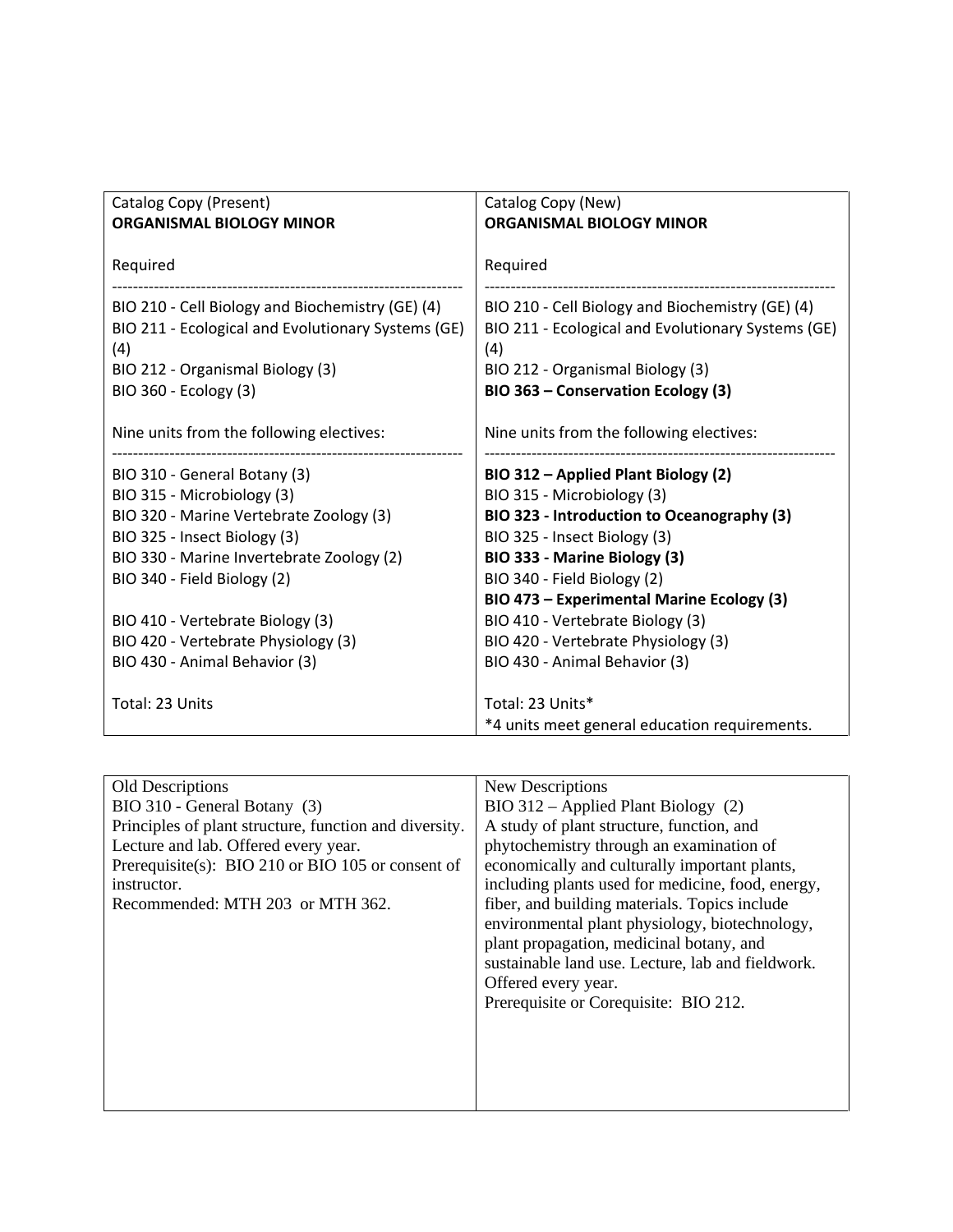| Catalog Copy (Present)<br>**ORGANISMAL BIOLOGY MINOR** | Catalog Copy (New)<br>**ORGANISMAL BIOLOGY MINOR** |
|---|---|
| Required<br>------------------------------------------------------------------<br>BIO 210 - Cell Biology and Biochemistry (GE) (4)<br>BIO 211 - Ecological and Evolutionary Systems (GE) (4)<br>BIO 212 - Organismal Biology (3)<br>BIO 360 - Ecology (3) | Required<br>------------------------------------------------------------------<br>BIO 210 - Cell Biology and Biochemistry (GE) (4)<br>BIO 211 - Ecological and Evolutionary Systems (GE) (4)<br>BIO 212 - Organismal Biology (3)<br>**BIO 363 – Conservation Ecology (3)** |
| Nine units from the following electives:<br>------------------------------------------------------------------<br>BIO 310 - General Botany (3)<br>BIO 315 - Microbiology (3)<br>BIO 320 - Marine Vertebrate Zoology (3)<br>BIO 325 - Insect Biology (3)<br>BIO 330 - Marine Invertebrate Zoology (2)<br>BIO 340 - Field Biology (2)<br><br>BIO 410 - Vertebrate Biology (3)<br>BIO 420 - Vertebrate Physiology (3)<br>BIO 430 - Animal Behavior (3) | Nine units from the following electives:<br>------------------------------------------------------------------<br>**BIO 312 – Applied Plant Biology (2)**<br>BIO 315 - Microbiology (3)<br>**BIO 323 - Introduction to Oceanography (3)**<br>BIO 325 - Insect Biology (3)<br>**BIO 333 - Marine Biology (3)**<br>BIO 340 - Field Biology (2)<br>**BIO 473 – Experimental Marine Ecology (3)**<br>BIO 410 - Vertebrate Biology (3)<br>BIO 420 - Vertebrate Physiology (3)<br>BIO 430 - Animal Behavior (3) |
| Total: 23 Units | Total: 23 Units*<br>*4 units meet general education requirements. |

| Old Descriptions | New Descriptions |
|---|---|
| BIO 310 - General Botany (3)<br>Principles of plant structure, function and diversity. Lecture and lab. Offered every year.<br>Prerequisite(s): BIO 210 or BIO 105 or consent of instructor.<br>Recommended: MTH 203 or MTH 362. | BIO 312 – Applied Plant Biology (2)<br>A study of plant structure, function, and phytochemistry through an examination of economically and culturally important plants, including plants used for medicine, food, energy, fiber, and building materials. Topics include environmental plant physiology, biotechnology, plant propagation, medicinal botany, and sustainable land use. Lecture, lab and fieldwork. Offered every year.<br>Prerequisite or Corequisite: BIO 212. |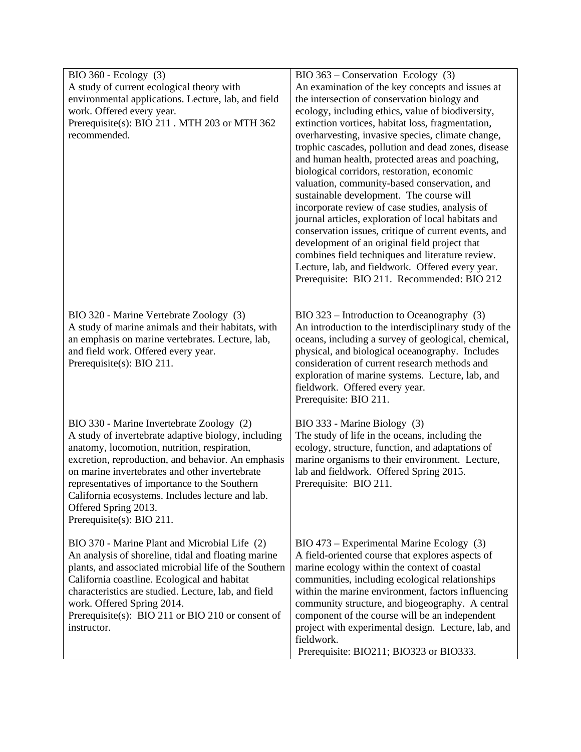| | |
|---|---|
| BIO 360 - Ecology (3)<br>A study of current ecological theory with environmental applications. Lecture, lab, and field work. Offered every year.<br>Prerequisite(s): BIO 211 . MTH 203 or MTH 362 recommended. | BIO 363 – Conservation Ecology (3)<br>An examination of the key concepts and issues at the intersection of conservation biology and ecology, including ethics, value of biodiversity, extinction vortices, habitat loss, fragmentation, overharvesting, invasive species, climate change, trophic cascades, pollution and dead zones, disease and human health, protected areas and poaching, biological corridors, restoration, economic valuation, community-based conservation, and sustainable development. The course will incorporate review of case studies, analysis of journal articles, exploration of local habitats and conservation issues, critique of current events, and development of an original field project that combines field techniques and literature review. Lecture, lab, and fieldwork. Offered every year.<br>Prerequisite: BIO 211. Recommended: BIO 212 |
| BIO 320 - Marine Vertebrate Zoology (3)<br>A study of marine animals and their habitats, with an emphasis on marine vertebrates. Lecture, lab, and field work. Offered every year.<br>Prerequisite(s): BIO 211. | BIO 323 – Introduction to Oceanography (3)<br>An introduction to the interdisciplinary study of the oceans, including a survey of geological, chemical, physical, and biological oceanography. Includes consideration of current research methods and exploration of marine systems. Lecture, lab, and fieldwork. Offered every year.<br>Prerequisite: BIO 211. |
| BIO 330 - Marine Invertebrate Zoology (2)<br>A study of invertebrate adaptive biology, including anatomy, locomotion, nutrition, respiration, excretion, reproduction, and behavior. An emphasis on marine invertebrates and other invertebrate representatives of importance to the Southern California ecosystems. Includes lecture and lab. Offered Spring 2013.<br>Prerequisite(s): BIO 211. | BIO 333 - Marine Biology (3)<br>The study of life in the oceans, including the ecology, structure, function, and adaptations of marine organisms to their environment. Lecture, lab and fieldwork. Offered Spring 2015.<br>Prerequisite: BIO 211. |
| BIO 370 - Marine Plant and Microbial Life (2)<br>An analysis of shoreline, tidal and floating marine plants, and associated microbial life of the Southern California coastline. Ecological and habitat characteristics are studied. Lecture, lab, and field work. Offered Spring 2014.<br>Prerequisite(s): BIO 211 or BIO 210 or consent of instructor. | BIO 473 – Experimental Marine Ecology (3)<br>A field-oriented course that explores aspects of marine ecology within the context of coastal communities, including ecological relationships within the marine environment, factors influencing community structure, and biogeography. A central component of the course will be an independent project with experimental design. Lecture, lab, and fieldwork.<br>Prerequisite: BIO211; BIO323 or BIO333. |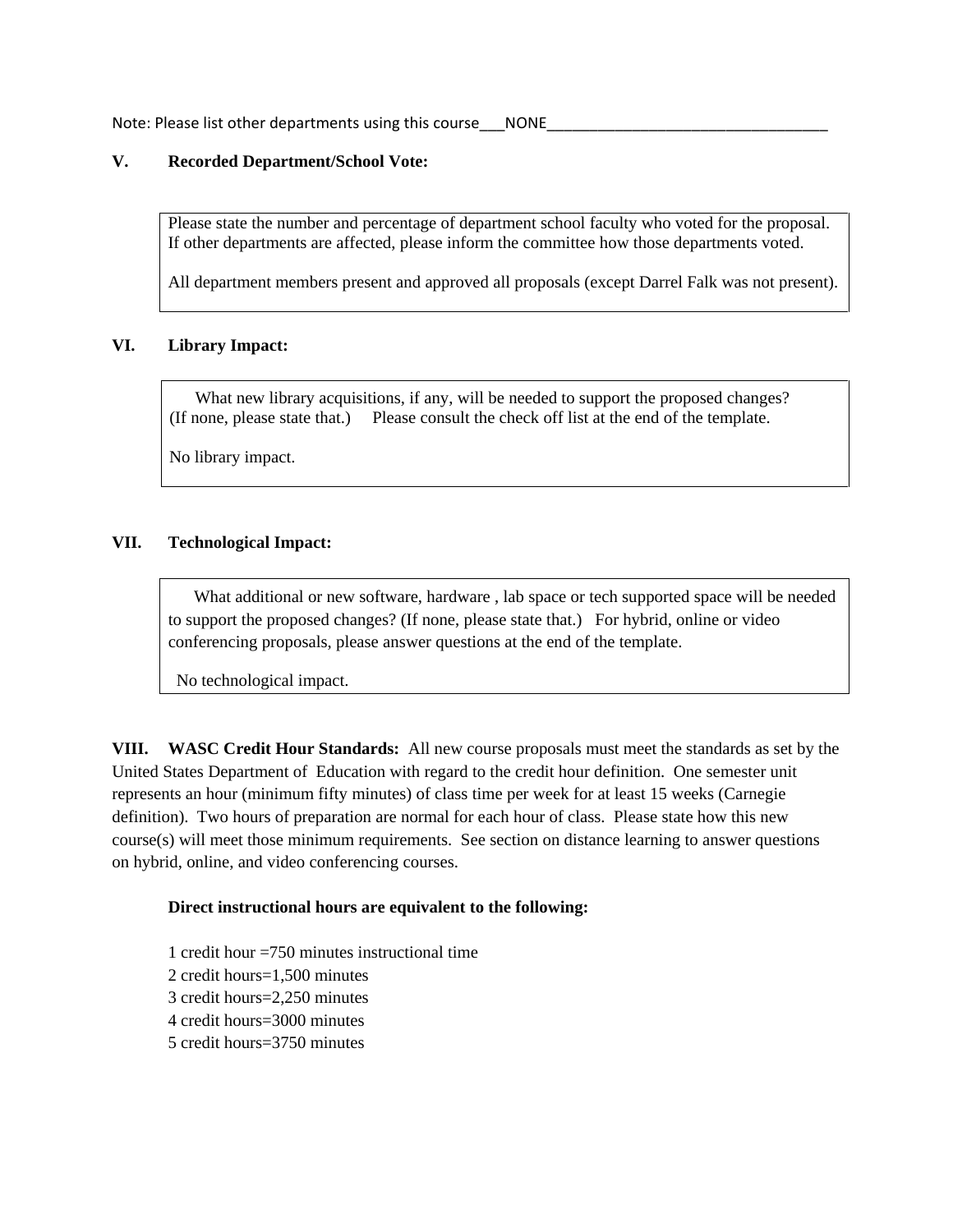Note: Please list other departments using this course___NONE___________________________________

**V. Recorded Department/School Vote:**

> Please state the number and percentage of department school faculty who voted for the proposal. If other departments are affected, please inform the committee how those departments voted.
>
> All department members present and approved all proposals (except Darrel Falk was not present).

**VI. Library Impact:**

> What new library acquisitions, if any, will be needed to support the proposed changes? (If none, please state that.) Please consult the check off list at the end of the template.
>
> No library impact.

**VII. Technological Impact:**

> What additional or new software, hardware , lab space or tech supported space will be needed to support the proposed changes? (If none, please state that.) For hybrid, online or video conferencing proposals, please answer questions at the end of the template.
>
> No technological impact.

**VIII. WASC Credit Hour Standards:** All new course proposals must meet the standards as set by the United States Department of Education with regard to the credit hour definition. One semester unit represents an hour (minimum fifty minutes) of class time per week for at least 15 weeks (Carnegie definition). Two hours of preparation are normal for each hour of class. Please state how this new course(s) will meet those minimum requirements. See section on distance learning to answer questions on hybrid, online, and video conferencing courses.

**Direct instructional hours are equivalent to the following:**

1 credit hour =750 minutes instructional time
2 credit hours=1,500 minutes
3 credit hours=2,250 minutes
4 credit hours=3000 minutes
5 credit hours=3750 minutes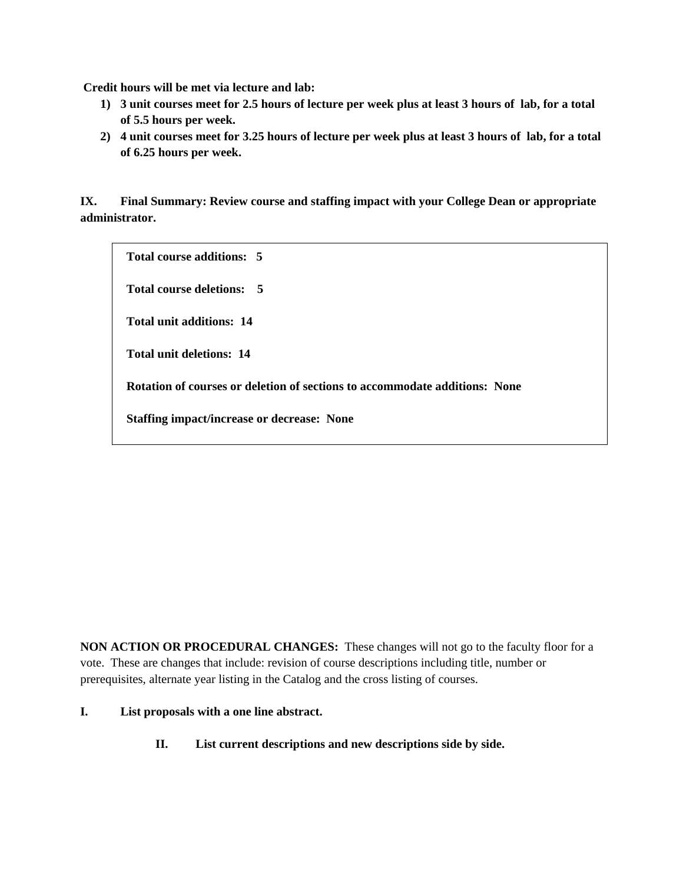**Credit hours will be met via lecture and lab:**

1) **3 unit courses meet for 2.5 hours of lecture per week plus at least 3 hours of lab, for a total of 5.5 hours per week.**
2) **4 unit courses meet for 3.25 hours of lecture per week plus at least 3 hours of lab, for a total of 6.25 hours per week.**

**IX. Final Summary: Review course and staffing impact with your College Dean or appropriate administrator.**

**Total course additions: 5**

**Total course deletions: 5**

**Total unit additions: 14**

**Total unit deletions: 14**

**Rotation of courses or deletion of sections to accommodate additions: None**

**Staffing impact/increase or decrease: None**

**NON ACTION OR PROCEDURAL CHANGES:** These changes will not go to the faculty floor for a vote. These are changes that include: revision of course descriptions including title, number or prerequisites, alternate year listing in the Catalog and the cross listing of courses.

**I. List proposals with a one line abstract.**

**II. List current descriptions and new descriptions side by side.**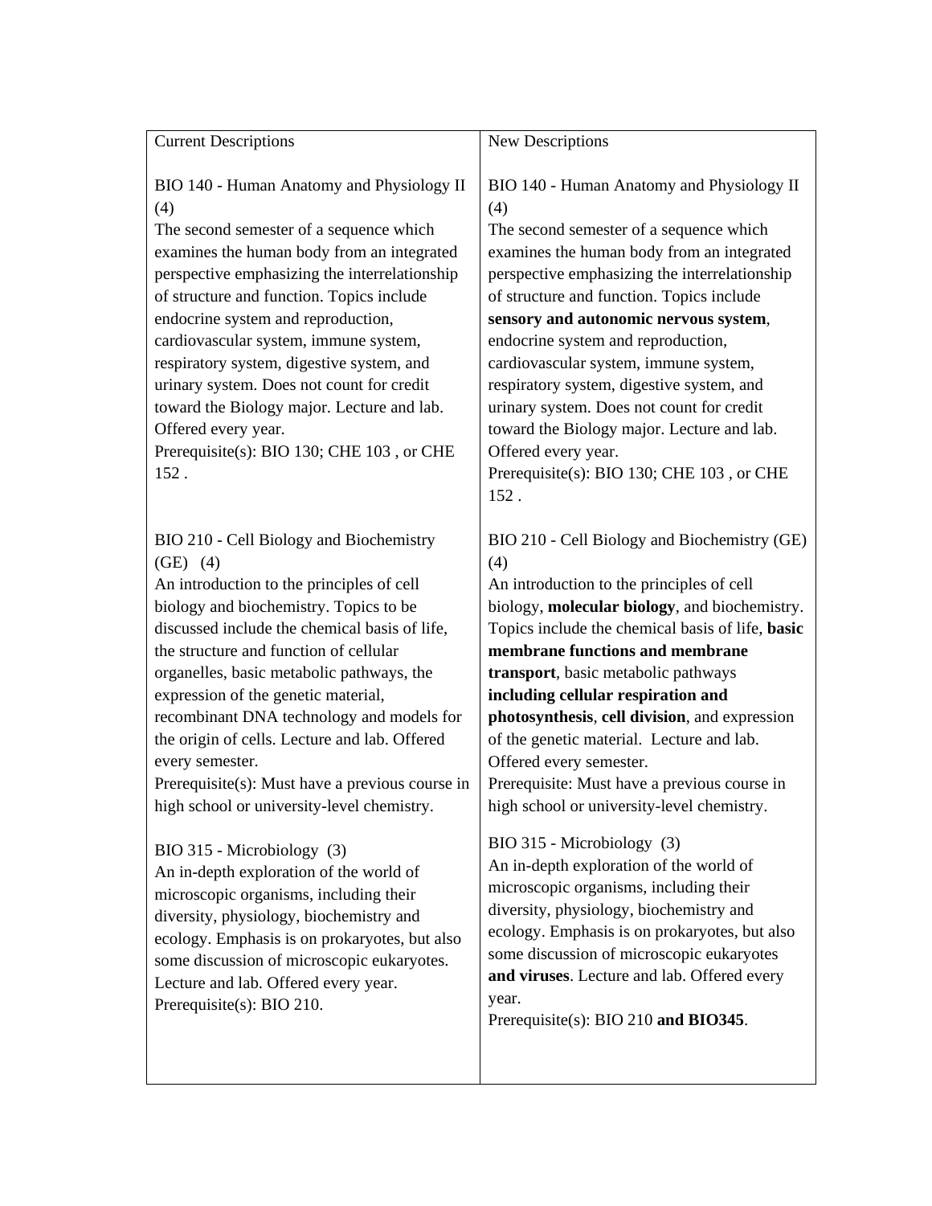| Current Descriptions | New Descriptions |
|---|---|
| BIO 140 - Human Anatomy and Physiology II (4)<br>The second semester of a sequence which examines the human body from an integrated perspective emphasizing the interrelationship of structure and function. Topics include endocrine system and reproduction, cardiovascular system, immune system, respiratory system, digestive system, and urinary system. Does not count for credit toward the Biology major. Lecture and lab. Offered every year.<br>Prerequisite(s): BIO 130; CHE 103 , or CHE 152 . | BIO 140 - Human Anatomy and Physiology II (4)<br>The second semester of a sequence which examines the human body from an integrated perspective emphasizing the interrelationship of structure and function. Topics include **sensory and autonomic nervous system**, endocrine system and reproduction, cardiovascular system, immune system, respiratory system, digestive system, and urinary system. Does not count for credit toward the Biology major. Lecture and lab. Offered every year.<br>Prerequisite(s): BIO 130; CHE 103 , or CHE 152 . |
| BIO 210 - Cell Biology and Biochemistry (GE) (4)<br>An introduction to the principles of cell biology and biochemistry. Topics to be discussed include the chemical basis of life, the structure and function of cellular organelles, basic metabolic pathways, the expression of the genetic material, recombinant DNA technology and models for the origin of cells. Lecture and lab. Offered every semester.<br>Prerequisite(s): Must have a previous course in high school or university-level chemistry. | BIO 210 - Cell Biology and Biochemistry (GE) (4)<br>An introduction to the principles of cell biology, **molecular biology**, and biochemistry. Topics include the chemical basis of life, **basic membrane functions and membrane transport**, basic metabolic pathways **including cellular respiration and photosynthesis**, **cell division**, and expression of the genetic material. Lecture and lab. Offered every semester.<br>Prerequisite: Must have a previous course in high school or university-level chemistry. |
| BIO 315 - Microbiology (3)<br>An in-depth exploration of the world of microscopic organisms, including their diversity, physiology, biochemistry and ecology. Emphasis is on prokaryotes, but also some discussion of microscopic eukaryotes. Lecture and lab. Offered every year.<br>Prerequisite(s): BIO 210. | BIO 315 - Microbiology (3)<br>An in-depth exploration of the world of microscopic organisms, including their diversity, physiology, biochemistry and ecology. Emphasis is on prokaryotes, but also some discussion of microscopic eukaryotes **and viruses**. Lecture and lab. Offered every year.<br>Prerequisite(s): BIO 210 **and BIO345**. |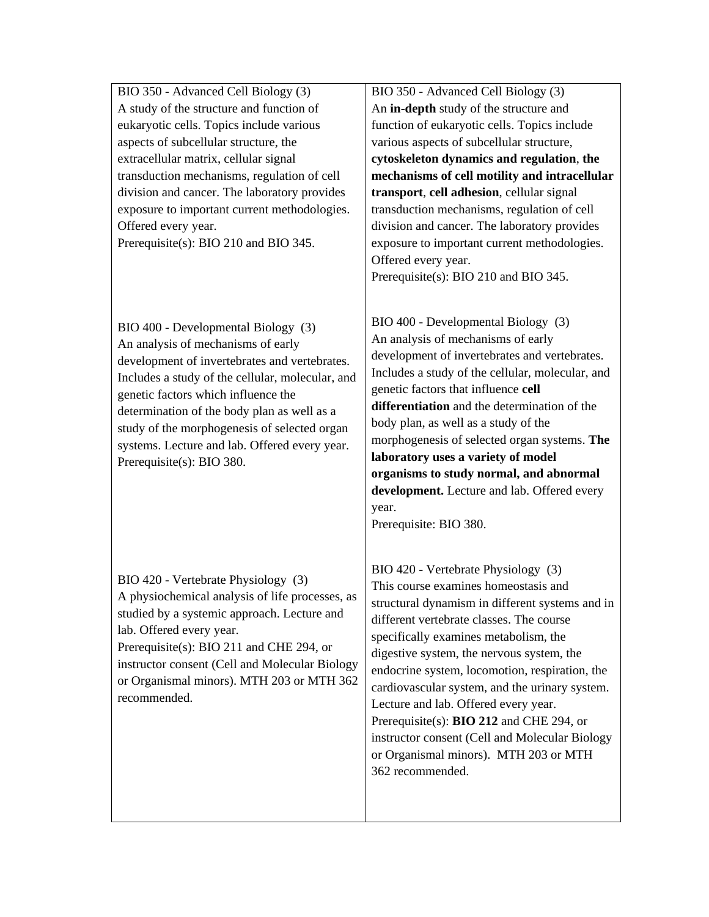| | |
|---|---|
| BIO 350 - Advanced Cell Biology (3)<br>A study of the structure and function of eukaryotic cells. Topics include various aspects of subcellular structure, the extracellular matrix, cellular signal transduction mechanisms, regulation of cell division and cancer. The laboratory provides exposure to important current methodologies. Offered every year.<br>Prerequisite(s): BIO 210 and BIO 345. | BIO 350 - Advanced Cell Biology (3)<br>An **in-depth** study of the structure and function of eukaryotic cells. Topics include various aspects of subcellular structure, **cytoskeleton dynamics and regulation**, **the mechanisms of cell motility and intracellular transport**, **cell adhesion**, cellular signal transduction mechanisms, regulation of cell division and cancer. The laboratory provides exposure to important current methodologies. Offered every year.<br>Prerequisite(s): BIO 210 and BIO 345. |
| BIO 400 - Developmental Biology (3)<br>An analysis of mechanisms of early development of invertebrates and vertebrates. Includes a study of the cellular, molecular, and genetic factors which influence the determination of the body plan as well as a study of the morphogenesis of selected organ systems. Lecture and lab. Offered every year.<br>Prerequisite(s): BIO 380. | BIO 400 - Developmental Biology (3)<br>An analysis of mechanisms of early development of invertebrates and vertebrates. Includes a study of the cellular, molecular, and genetic factors that influence **cell differentiation** and the determination of the body plan, as well as a study of the morphogenesis of selected organ systems. **The laboratory uses a variety of model organisms to study normal, and abnormal development.** Lecture and lab. Offered every year.<br>Prerequisite: BIO 380. |
| BIO 420 - Vertebrate Physiology (3)<br>A physiochemical analysis of life processes, as studied by a systemic approach. Lecture and lab. Offered every year.<br>Prerequisite(s): BIO 211 and CHE 294, or instructor consent (Cell and Molecular Biology or Organismal minors). MTH 203 or MTH 362 recommended. | BIO 420 - Vertebrate Physiology (3)<br>This course examines homeostasis and structural dynamism in different systems and in different vertebrate classes. The course specifically examines metabolism, the digestive system, the nervous system, the endocrine system, locomotion, respiration, the cardiovascular system, and the urinary system. Lecture and lab. Offered every year.<br>Prerequisite(s): **BIO 212** and CHE 294, or instructor consent (Cell and Molecular Biology or Organismal minors). MTH 203 or MTH 362 recommended. |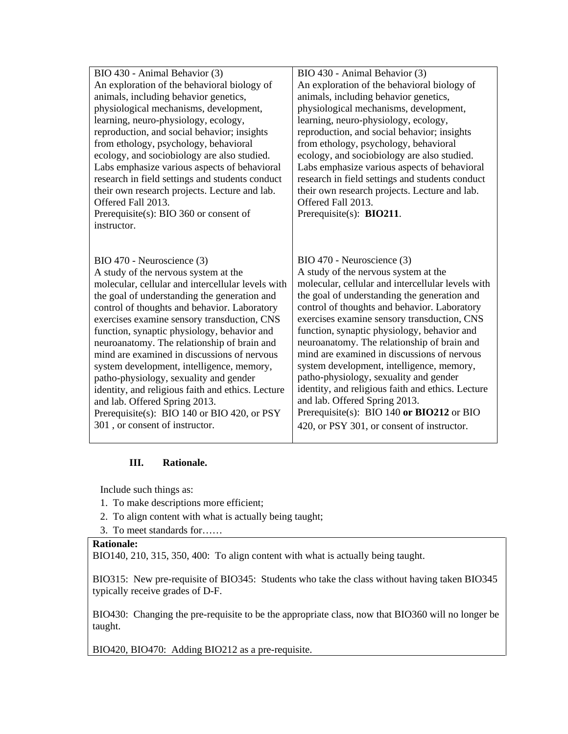| BIO 430 - Animal Behavior (3)<br>An exploration of the behavioral biology of animals, including behavior genetics, physiological mechanisms, development, learning, neuro-physiology, ecology, reproduction, and social behavior; insights from ethology, psychology, behavioral ecology, and sociobiology are also studied. Labs emphasize various aspects of behavioral research in field settings and students conduct their own research projects. Lecture and lab. Offered Fall 2013.<br>Prerequisite(s): BIO 360 or consent of instructor. | BIO 430 - Animal Behavior (3)<br>An exploration of the behavioral biology of animals, including behavior genetics, physiological mechanisms, development, learning, neuro-physiology, ecology, reproduction, and social behavior; insights from ethology, psychology, behavioral ecology, and sociobiology are also studied. Labs emphasize various aspects of behavioral research in field settings and students conduct their own research projects. Lecture and lab. Offered Fall 2013.<br>Prerequisite(s): **BIO211**. |
|---|---|
| BIO 470 - Neuroscience (3)<br>A study of the nervous system at the molecular, cellular and intercellular levels with the goal of understanding the generation and control of thoughts and behavior. Laboratory exercises examine sensory transduction, CNS function, synaptic physiology, behavior and neuroanatomy. The relationship of brain and mind are examined in discussions of nervous system development, intelligence, memory, patho-physiology, sexuality and gender identity, and religious faith and ethics. Lecture and lab. Offered Spring 2013.<br>Prerequisite(s): BIO 140 or BIO 420, or PSY 301 , or consent of instructor. | BIO 470 - Neuroscience (3)<br>A study of the nervous system at the molecular, cellular and intercellular levels with the goal of understanding the generation and control of thoughts and behavior. Laboratory exercises examine sensory transduction, CNS function, synaptic physiology, behavior and neuroanatomy. The relationship of brain and mind are examined in discussions of nervous system development, intelligence, memory, patho-physiology, sexuality and gender identity, and religious faith and ethics. Lecture and lab. Offered Spring 2013.<br>Prerequisite(s): BIO 140 **or BIO212** or BIO 420, or PSY 301, or consent of instructor. |

### III. Rationale.

Include such things as:

1. To make descriptions more efficient;
2. To align content with what is actually being taught;
3. To meet standards for……

**Rationale:**

BIO140, 210, 315, 350, 400: To align content with what is actually being taught.

BIO315: New pre-requisite of BIO345: Students who take the class without having taken BIO345 typically receive grades of D-F.

BIO430: Changing the pre-requisite to be the appropriate class, now that BIO360 will no longer be taught.

BIO420, BIO470: Adding BIO212 as a pre-requisite.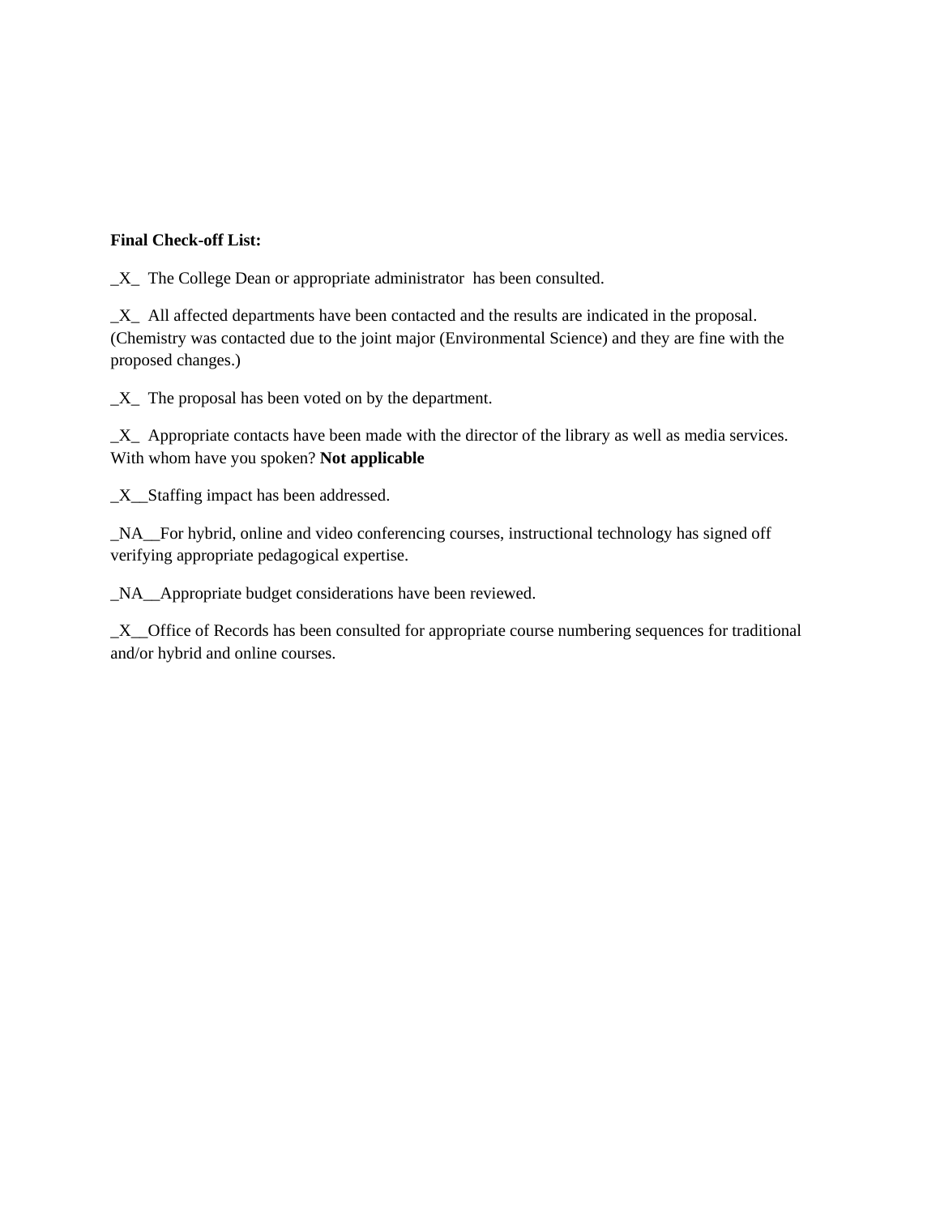**Final Check-off List:**

_X_ The College Dean or appropriate administrator has been consulted.

_X_ All affected departments have been contacted and the results are indicated in the proposal. (Chemistry was contacted due to the joint major (Environmental Science) and they are fine with the proposed changes.)

_X_ The proposal has been voted on by the department.

_X_ Appropriate contacts have been made with the director of the library as well as media services. With whom have you spoken? **Not applicable**

_X__Staffing impact has been addressed.

_NA__For hybrid, online and video conferencing courses, instructional technology has signed off verifying appropriate pedagogical expertise.

_NA__Appropriate budget considerations have been reviewed.

_X__Office of Records has been consulted for appropriate course numbering sequences for traditional and/or hybrid and online courses.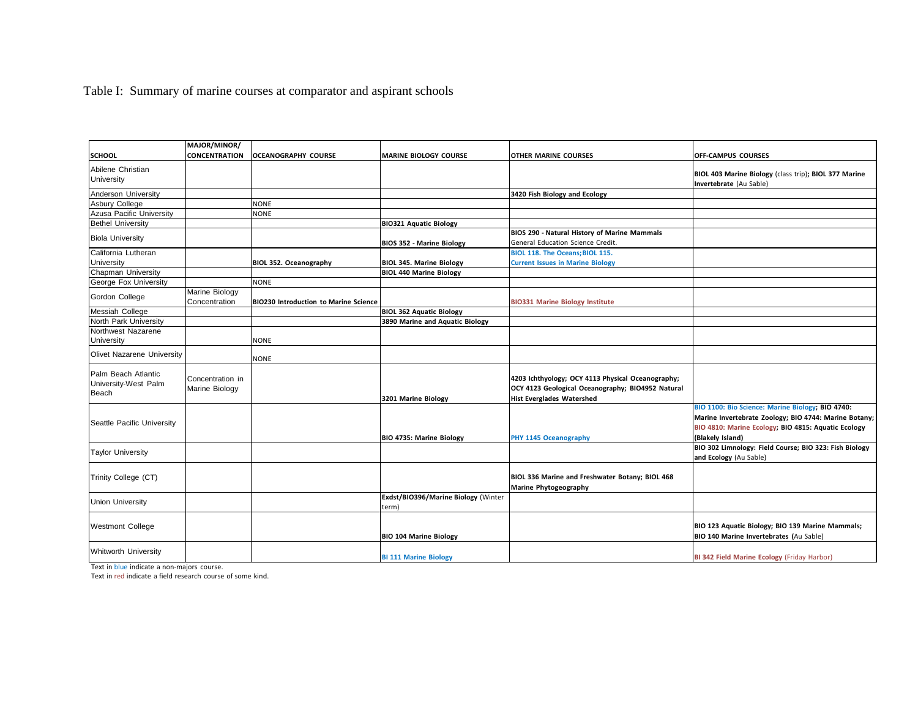Table I: Summary of marine courses at comparator and aspirant schools

| SCHOOL | MAJOR/MINOR/ CONCENTRATION | OCEANOGRAPHY COURSE | MARINE BIOLOGY COURSE | OTHER MARINE COURSES | OFF-CAMPUS COURSES |
|---|---|---|---|---|---|
| Abilene Christian University | | | | | **BIOL 403 Marine Biology** (class trip)**; BIOL 377 Marine Invertebrate** (Au Sable) |
| Anderson University | | | | **3420 Fish Biology and Ecology** | |
| Asbury College | | NONE | | | |
| Azusa Pacific University | | NONE | | | |
| Bethel University | | | **BIO321 Aquatic Biology** | | |
| Biola University | | | **BIOS 352 - Marine Biology** | **BIOS 290 - Natural History of Marine Mammals** General Education Science Credit. | |
| California Lutheran University | | **BIOL 352. Oceanography** | **BIOL 345. Marine Biology** | **BIOL 118. The Oceans; BIOL 115. Current Issues in Marine Biology** | |
| Chapman University | | | **BIOL 440 Marine Biology** | | |
| George Fox University | | NONE | | | |
| Gordon College | Marine Biology Concentration | **BIO230 Introduction to Marine Science** | | **BIO331 Marine Biology Institute** | |
| Messiah College | | | **BIOL 362 Aquatic Biology** | | |
| North Park University | | | **3890 Marine and Aquatic Biology** | | |
| Northwest Nazarene University | | NONE | | | |
| Olivet Nazarene University | | NONE | | | |
| Palm Beach Atlantic University-West Palm Beach | Concentration in Marine Biology | | **3201 Marine Biology** | **4203 Ichthyology; OCY 4113 Physical Oceanography; OCY 4123 Geological Oceanography; BIO4952 Natural Hist Everglades Watershed** | |
| Seattle Pacific University | | | **BIO 4735: Marine Biology** | **PHY 1145 Oceanography** | **BIO 1100: Bio Science: Marine Biology; BIO 4740: Marine Invertebrate Zoology; BIO 4744: Marine Botany; BIO 4810: Marine Ecology; BIO 4815: Aquatic Ecology (Blakely Island)** |
| Taylor University | | | | | **BIO 302 Limnology: Field Course; BIO 323: Fish Biology and Ecology** (Au Sable) |
| Trinity College (CT) | | | | **BIOL 336 Marine and Freshwater Botany; BIOL 468 Marine Phytogeography** | |
| Union University | | | **Exdst/BIO396/Marine Biology** (Winter term) | | |
| Westmont College | | | **BIO 104 Marine Biology** | | **BIO 123 Aquatic Biology; BIO 139 Marine Mammals; BIO 140 Marine Invertebrates** (Au Sable) |
| Whitworth University | | | **BI 111 Marine Biology** | | **BI 342 Field Marine Ecology** (Friday Harbor) |

Text in blue indicate a non-majors course.

Text in red indicate a field research course of some kind.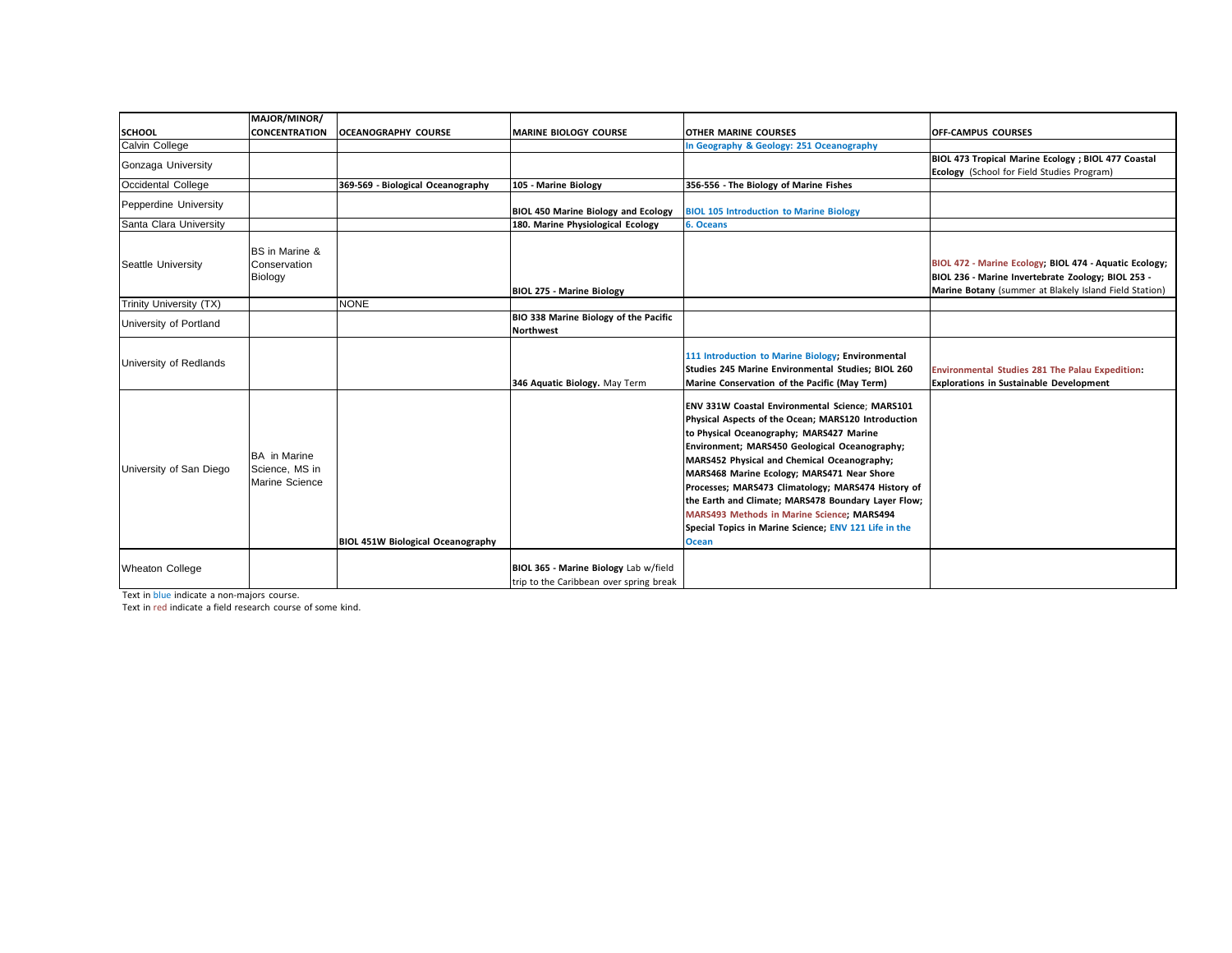| SCHOOL | MAJOR/MINOR/ CONCENTRATION | OCEANOGRAPHY COURSE | MARINE BIOLOGY COURSE | OTHER MARINE COURSES | OFF-CAMPUS COURSES |
|---|---|---|---|---|---|
| Calvin College | | | | **In Geography & Geology: 251 Oceanography** | |
| Gonzaga University | | | | | **BIOL 473 Tropical Marine Ecology ; BIOL 477 Coastal Ecology** (School for Field Studies Program) |
| Occidental College | | **369-569 - Biological Oceanography** | **105 - Marine Biology** | **356-556 - The Biology of Marine Fishes** | |
| Pepperdine University | | | **BIOL 450 Marine Biology and Ecology** | **BIOL 105 Introduction to Marine Biology** | |
| Santa Clara University | | | **180. Marine Physiological Ecology** | **6. Oceans** | |
| Seattle University | BS in Marine & Conservation Biology | | **BIOL 275 - Marine Biology** | | **BIOL 472 - Marine Ecology; BIOL 474 - Aquatic Ecology; BIOL 236 - Marine Invertebrate Zoology; BIOL 253 - Marine Botany** (summer at Blakely Island Field Station) |
| Trinity University (TX) | | NONE | | | |
| University of Portland | | | **BIO 338 Marine Biology of the Pacific Northwest** | | |
| University of Redlands | | | **346 Aquatic Biology.** May Term | **111 Introduction to Marine Biology; Environmental Studies 245 Marine Environmental Studies; BIOL 260 Marine Conservation of the Pacific (May Term)** | **Environmental Studies 281 The Palau Expedition: Explorations in Sustainable Development** |
| University of San Diego | BA in Marine Science, MS in Marine Science | **BIOL 451W Biological Oceanography** | | **ENV 331W Coastal Environmental Science; MARS101 Physical Aspects of the Ocean; MARS120 Introduction to Physical Oceanography; MARS427 Marine Environment; MARS450 Geological Oceanography; MARS452 Physical and Chemical Oceanography; MARS468 Marine Ecology; MARS471 Near Shore Processes; MARS473 Climatology; MARS474 History of the Earth and Climate; MARS478 Boundary Layer Flow; MARS493 Methods in Marine Science; MARS494 Special Topics in Marine Science; ENV 121 Life in the Ocean** | |
| Wheaton College | | | **BIOL 365 - Marine Biology** Lab w/field trip to the Caribbean over spring break | | |

Text in blue indicate a non-majors course.
Text in red indicate a field research course of some kind.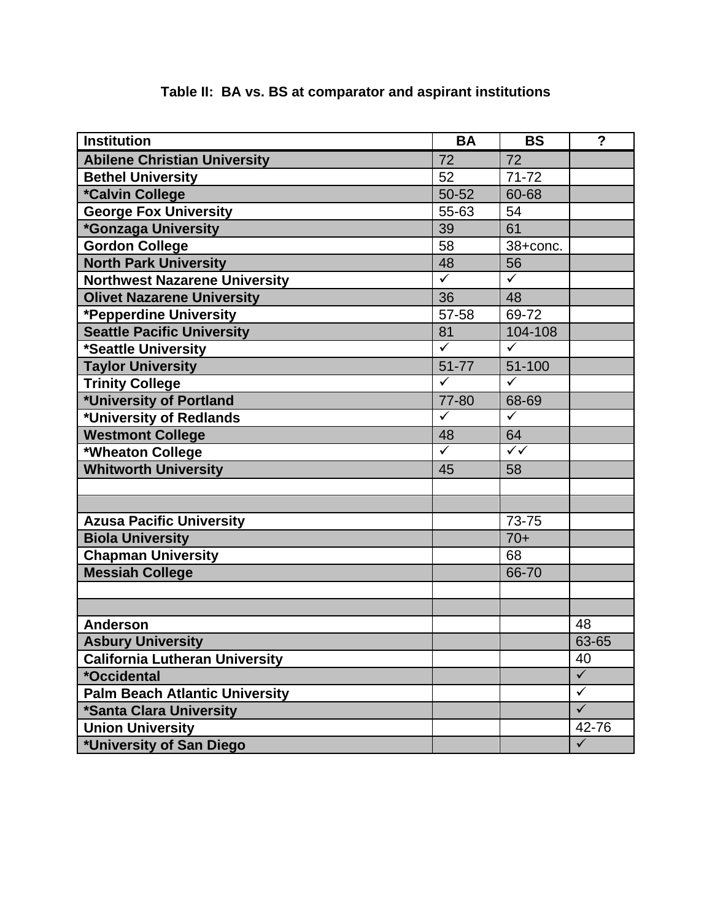**Table II: BA vs. BS at comparator and aspirant institutions**

| Institution | BA | BS | ? |
|---|---|---|---|
| Abilene Christian University | 72 | 72 | |
| Bethel University | 52 | 71-72 | |
| *Calvin College | 50-52 | 60-68 | |
| George Fox University | 55-63 | 54 | |
| *Gonzaga University | 39 | 61 | |
| Gordon College | 58 | 38+conc. | |
| North Park University | 48 | 56 | |
| Northwest Nazarene University | ✓ | ✓ | |
| Olivet Nazarene University | 36 | 48 | |
| *Pepperdine University | 57-58 | 69-72 | |
| Seattle Pacific University | 81 | 104-108 | |
| *Seattle University | ✓ | ✓ | |
| Taylor University | 51-77 | 51-100 | |
| Trinity College | ✓ | ✓ | |
| *University of Portland | 77-80 | 68-69 | |
| *University of Redlands | ✓ | ✓ | |
| Westmont College | 48 | 64 | |
| *Wheaton College | ✓ | ✓✓ | |
| Whitworth University | 45 | 58 | |
| | | | |
| | | | |
| Azusa Pacific University | | 73-75 | |
| Biola University | | 70+ | |
| Chapman University | | 68 | |
| Messiah College | | 66-70 | |
| | | | |
| | | | |
| Anderson | | | 48 |
| Asbury University | | | 63-65 |
| California Lutheran University | | | 40 |
| *Occidental | | | ✓ |
| Palm Beach Atlantic University | | | ✓ |
| *Santa Clara University | | | ✓ |
| Union University | | | 42-76 |
| *University of San Diego | | | ✓ |